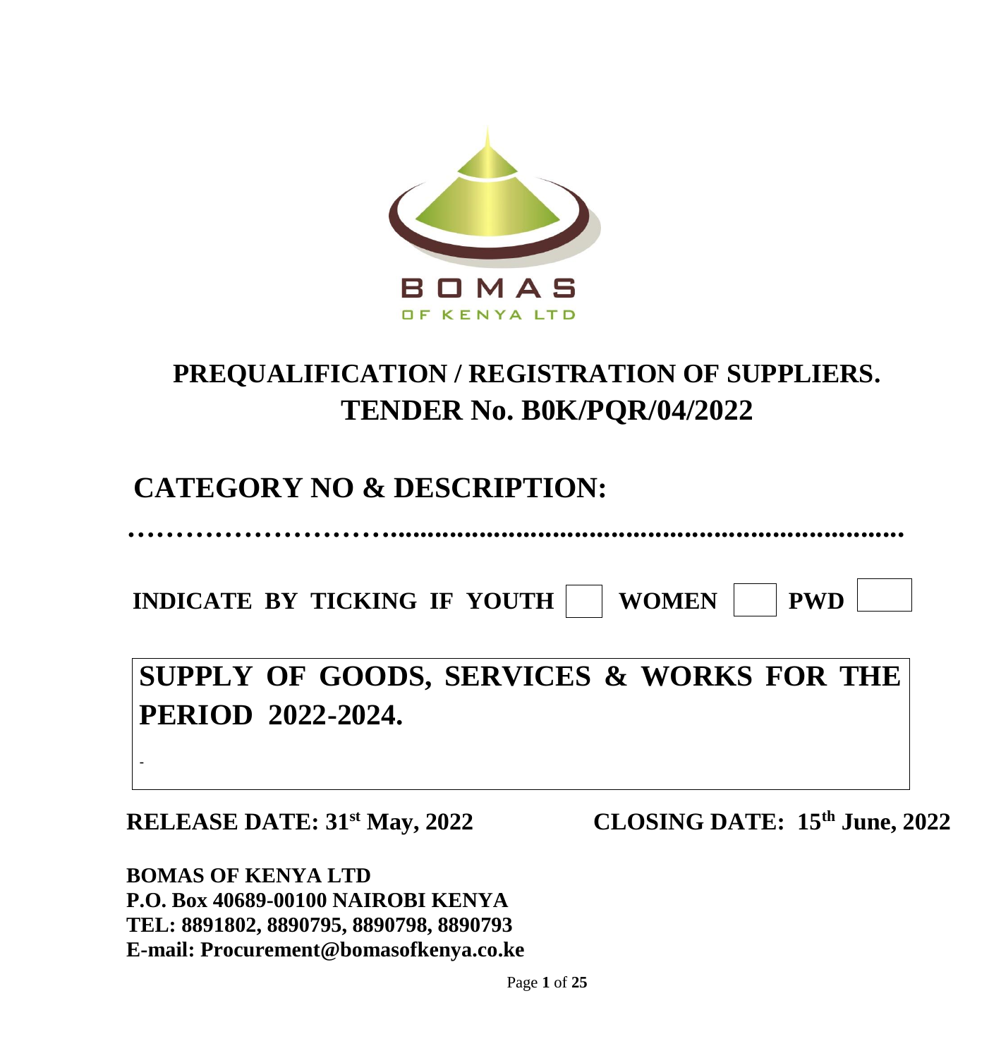BOMAS

OF KENYA LTD

# PREQUALIFICATION / REGISTRATION OF SUPPLIERS.

# TENDER No. B0K/PQR/04/2022

## CATEGORY NO & DESCRIPTION:

……………………….....................................................................

**INDICATE BY TICKING IF YOUTH** ☐ **WOMEN** ☐ **PWD** ☐

## SUPPLY OF GOODS, SERVICES & WORKS FOR THE PERIOD 2022-2024.

-

**RELEASE DATE: 31st May, 2022** **CLOSING DATE: 15th June, 2022**

**BOMAS OF KENYA LTD**
**P.O. Box 40689-00100 NAIROBI KENYA**
**TEL: 8891802, 8890795, 8890798, 8890793**
**E-mail: Procurement@bomasofkenya.co.ke**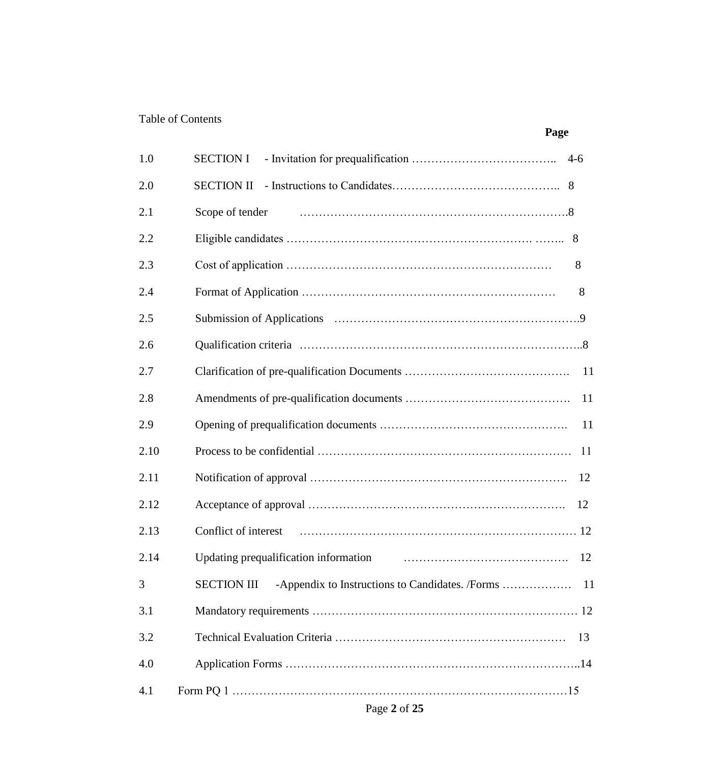Table of Contents

| | | Page |
|---|---|---|
| 1.0 | SECTION I - Invitation for prequalification | 4-6 |
| 2.0 | SECTION II - Instructions to Candidates | 8 |
| 2.1 | Scope of tender | 8 |
| 2.2 | Eligible candidates | 8 |
| 2.3 | Cost of application | 8 |
| 2.4 | Format of Application | 8 |
| 2.5 | Submission of Applications | 9 |
| 2.6 | Qualification criteria | 8 |
| 2.7 | Clarification of pre-qualification Documents | 11 |
| 2.8 | Amendments of pre-qualification documents | 11 |
| 2.9 | Opening of prequalification documents | 11 |
| 2.10 | Process to be confidential | 11 |
| 2.11 | Notification of approval | 12 |
| 2.12 | Acceptance of approval | 12 |
| 2.13 | Conflict of interest | 12 |
| 2.14 | Updating prequalification information | 12 |
| 3 | SECTION III -Appendix to Instructions to Candidates. /Forms | 11 |
| 3.1 | Mandatory requirements | 12 |
| 3.2 | Technical Evaluation Criteria | 13 |
| 4.0 | Application Forms | 14 |
| 4.1 | Form PQ 1 | 15 |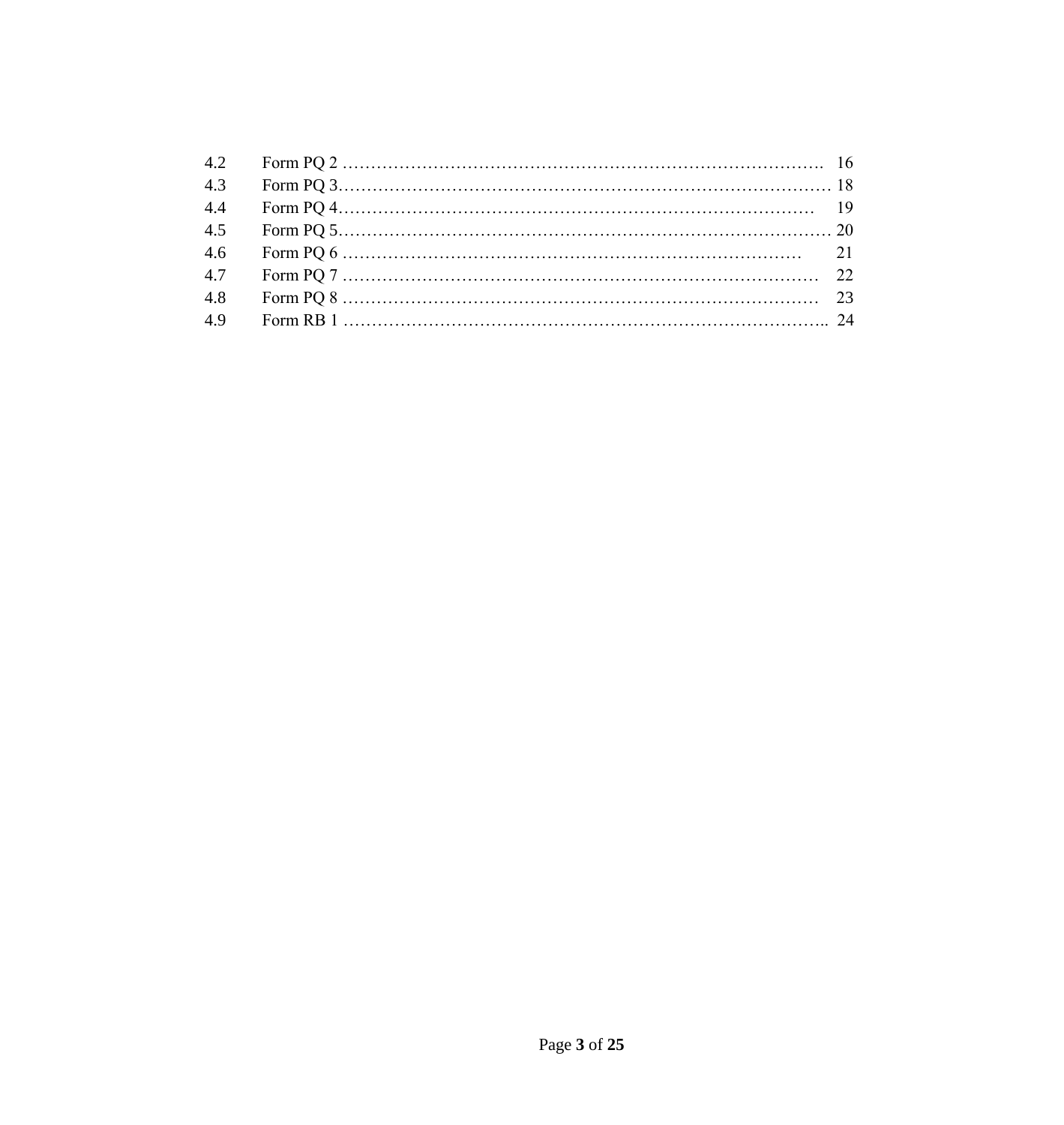| | | |
|---|---|---|
| 4.2 | Form PQ 2 | 16 |
| 4.3 | Form PQ 3 | 18 |
| 4.4 | Form PQ 4 | 19 |
| 4.5 | Form PQ 5 | 20 |
| 4.6 | Form PQ 6 | 21 |
| 4.7 | Form PQ 7 | 22 |
| 4.8 | Form PQ 8 | 23 |
| 4.9 | Form RB 1 | 24 |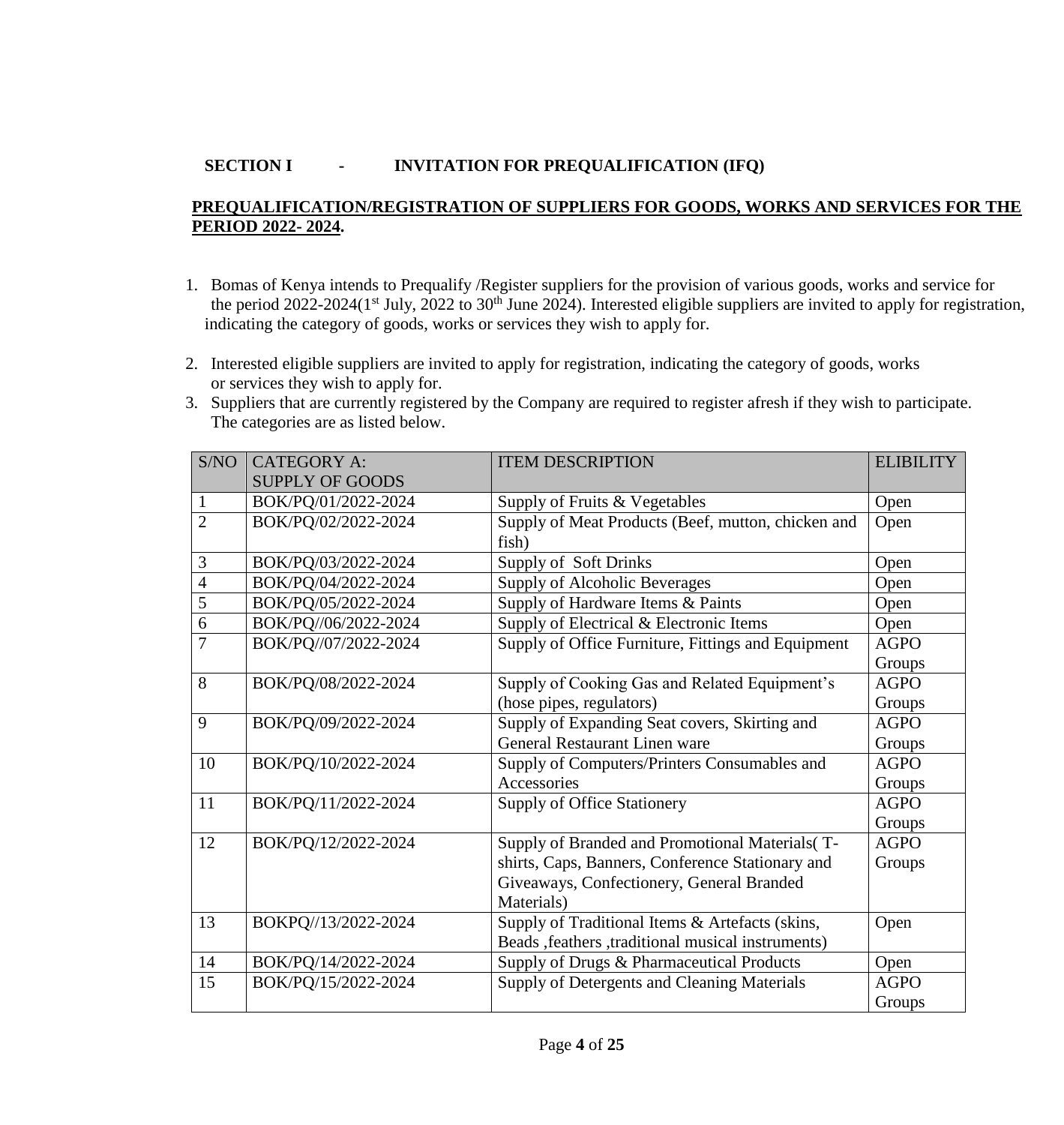**SECTION I - INVITATION FOR PREQUALIFICATION (IFQ)**

**PREQUALIFICATION/REGISTRATION OF SUPPLIERS FOR GOODS, WORKS AND SERVICES FOR THE PERIOD 2022- 2024.**

1. Bomas of Kenya intends to Prequalify /Register suppliers for the provision of various goods, works and service for the period 2022-2024(1st July, 2022 to 30th June 2024). Interested eligible suppliers are invited to apply for registration, indicating the category of goods, works or services they wish to apply for.

2. Interested eligible suppliers are invited to apply for registration, indicating the category of goods, works or services they wish to apply for.
3. Suppliers that are currently registered by the Company are required to register afresh if they wish to participate. The categories are as listed below.

| S/NO | CATEGORY A: SUPPLY OF GOODS | ITEM DESCRIPTION | ELIBILITY |
|---|---|---|---|
| 1 | BOK/PQ/01/2022-2024 | Supply of Fruits & Vegetables | Open |
| 2 | BOK/PQ/02/2022-2024 | Supply of Meat Products (Beef, mutton, chicken and fish) | Open |
| 3 | BOK/PQ/03/2022-2024 | Supply of Soft Drinks | Open |
| 4 | BOK/PQ/04/2022-2024 | Supply of Alcoholic Beverages | Open |
| 5 | BOK/PQ/05/2022-2024 | Supply of Hardware Items & Paints | Open |
| 6 | BOK/PQ//06/2022-2024 | Supply of Electrical & Electronic Items | Open |
| 7 | BOK/PQ//07/2022-2024 | Supply of Office Furniture, Fittings and Equipment | AGPO Groups |
| 8 | BOK/PQ/08/2022-2024 | Supply of Cooking Gas and Related Equipment's (hose pipes, regulators) | AGPO Groups |
| 9 | BOK/PQ/09/2022-2024 | Supply of Expanding Seat covers, Skirting and General Restaurant Linen ware | AGPO Groups |
| 10 | BOK/PQ/10/2022-2024 | Supply of Computers/Printers Consumables and Accessories | AGPO Groups |
| 11 | BOK/PQ/11/2022-2024 | Supply of Office Stationery | AGPO Groups |
| 12 | BOK/PQ/12/2022-2024 | Supply of Branded and Promotional Materials( T-shirts, Caps, Banners, Conference Stationary and Giveaways, Confectionery, General Branded Materials) | AGPO Groups |
| 13 | BOKPQ//13/2022-2024 | Supply of Traditional Items & Artefacts (skins, Beads ,feathers ,traditional musical instruments) | Open |
| 14 | BOK/PQ/14/2022-2024 | Supply of Drugs & Pharmaceutical Products | Open |
| 15 | BOK/PQ/15/2022-2024 | Supply of Detergents and Cleaning Materials | AGPO Groups |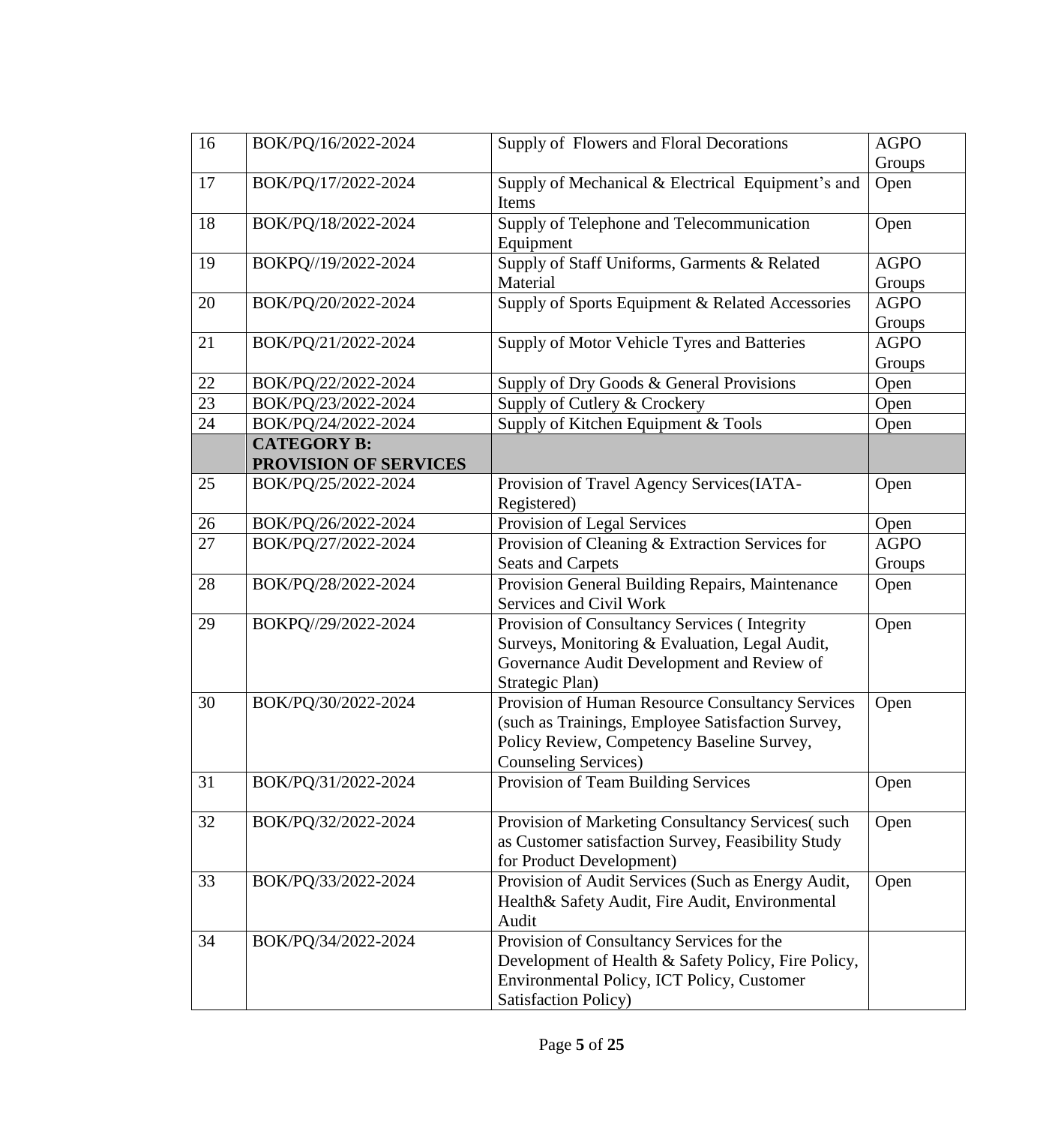| | | | |
|---|---|---|---|
| 16 | BOK/PQ/16/2022-2024 | Supply of Flowers and Floral Decorations | AGPO Groups |
| 17 | BOK/PQ/17/2022-2024 | Supply of Mechanical & Electrical Equipment's and Items | Open |
| 18 | BOK/PQ/18/2022-2024 | Supply of Telephone and Telecommunication Equipment | Open |
| 19 | BOKPQ//19/2022-2024 | Supply of Staff Uniforms, Garments & Related Material | AGPO Groups |
| 20 | BOK/PQ/20/2022-2024 | Supply of Sports Equipment & Related Accessories | AGPO Groups |
| 21 | BOK/PQ/21/2022-2024 | Supply of Motor Vehicle Tyres and Batteries | AGPO Groups |
| 22 | BOK/PQ/22/2022-2024 | Supply of Dry Goods & General Provisions | Open |
| 23 | BOK/PQ/23/2022-2024 | Supply of Cutlery & Crockery | Open |
| 24 | BOK/PQ/24/2022-2024 | Supply of Kitchen Equipment & Tools | Open |
| | **CATEGORY B: PROVISION OF SERVICES** | | |
| 25 | BOK/PQ/25/2022-2024 | Provision of Travel Agency Services(IATA-Registered) | Open |
| 26 | BOK/PQ/26/2022-2024 | Provision of Legal Services | Open |
| 27 | BOK/PQ/27/2022-2024 | Provision of Cleaning & Extraction Services for Seats and Carpets | AGPO Groups |
| 28 | BOK/PQ/28/2022-2024 | Provision General Building Repairs, Maintenance Services and Civil Work | Open |
| 29 | BOKPQ//29/2022-2024 | Provision of Consultancy Services ( Integrity Surveys, Monitoring & Evaluation, Legal Audit, Governance Audit Development and Review of Strategic Plan) | Open |
| 30 | BOK/PQ/30/2022-2024 | Provision of Human Resource Consultancy Services (such as Trainings, Employee Satisfaction Survey, Policy Review, Competency Baseline Survey, Counseling Services) | Open |
| 31 | BOK/PQ/31/2022-2024 | Provision of Team Building Services | Open |
| 32 | BOK/PQ/32/2022-2024 | Provision of Marketing Consultancy Services( such as Customer satisfaction Survey, Feasibility Study for Product Development) | Open |
| 33 | BOK/PQ/33/2022-2024 | Provision of Audit Services (Such as Energy Audit, Health& Safety Audit, Fire Audit, Environmental Audit | Open |
| 34 | BOK/PQ/34/2022-2024 | Provision of Consultancy Services for the Development of Health & Safety Policy, Fire Policy, Environmental Policy, ICT Policy, Customer Satisfaction Policy) | |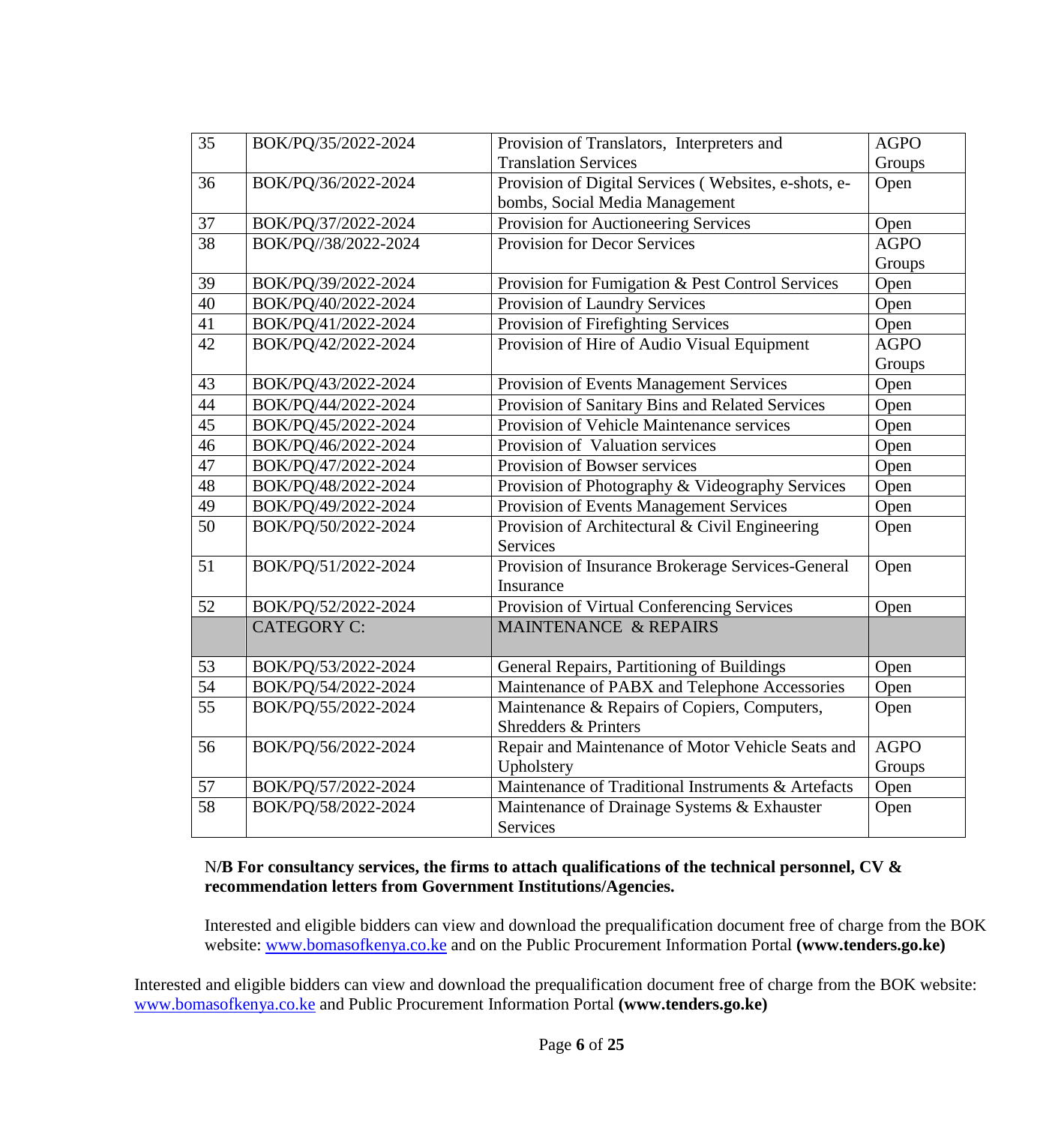| 35 | BOK/PQ/35/2022-2024 | Provision of Translators, Interpreters and Translation Services | AGPO Groups |
|---|---|---|---|
| 36 | BOK/PQ/36/2022-2024 | Provision of Digital Services ( Websites, e-shots, e-bombs, Social Media Management | Open |
| 37 | BOK/PQ/37/2022-2024 | Provision for Auctioneering Services | Open |
| 38 | BOK/PQ//38/2022-2024 | Provision for Decor Services | AGPO Groups |
| 39 | BOK/PQ/39/2022-2024 | Provision for Fumigation & Pest Control Services | Open |
| 40 | BOK/PQ/40/2022-2024 | Provision of Laundry Services | Open |
| 41 | BOK/PQ/41/2022-2024 | Provision of Firefighting Services | Open |
| 42 | BOK/PQ/42/2022-2024 | Provision of Hire of Audio Visual Equipment | AGPO Groups |
| 43 | BOK/PQ/43/2022-2024 | Provision of Events Management Services | Open |
| 44 | BOK/PQ/44/2022-2024 | Provision of Sanitary Bins and Related Services | Open |
| 45 | BOK/PQ/45/2022-2024 | Provision of Vehicle Maintenance services | Open |
| 46 | BOK/PQ/46/2022-2024 | Provision of Valuation services | Open |
| 47 | BOK/PQ/47/2022-2024 | Provision of Bowser services | Open |
| 48 | BOK/PQ/48/2022-2024 | Provision of Photography & Videography Services | Open |
| 49 | BOK/PQ/49/2022-2024 | Provision of Events Management Services | Open |
| 50 | BOK/PQ/50/2022-2024 | Provision of Architectural & Civil Engineering Services | Open |
| 51 | BOK/PQ/51/2022-2024 | Provision of Insurance Brokerage Services-General Insurance | Open |
| 52 | BOK/PQ/52/2022-2024 | Provision of Virtual Conferencing Services | Open |
| | CATEGORY C: | MAINTENANCE & REPAIRS | |
| 53 | BOK/PQ/53/2022-2024 | General Repairs, Partitioning of Buildings | Open |
| 54 | BOK/PQ/54/2022-2024 | Maintenance of PABX and Telephone Accessories | Open |
| 55 | BOK/PQ/55/2022-2024 | Maintenance & Repairs of Copiers, Computers, Shredders & Printers | Open |
| 56 | BOK/PQ/56/2022-2024 | Repair and Maintenance of Motor Vehicle Seats and Upholstery | AGPO Groups |
| 57 | BOK/PQ/57/2022-2024 | Maintenance of Traditional Instruments & Artefacts | Open |
| 58 | BOK/PQ/58/2022-2024 | Maintenance of Drainage Systems & Exhauster Services | Open |

N**/B For consultancy services, the firms to attach qualifications of the technical personnel, CV & recommendation letters from Government Institutions/Agencies.**

Interested and eligible bidders can view and download the prequalification document free of charge from the BOK website: www.bomasofkenya.co.ke and on the Public Procurement Information Portal **(www.tenders.go.ke)**

Interested and eligible bidders can view and download the prequalification document free of charge from the BOK website: www.bomasofkenya.co.ke and Public Procurement Information Portal **(www.tenders.go.ke)**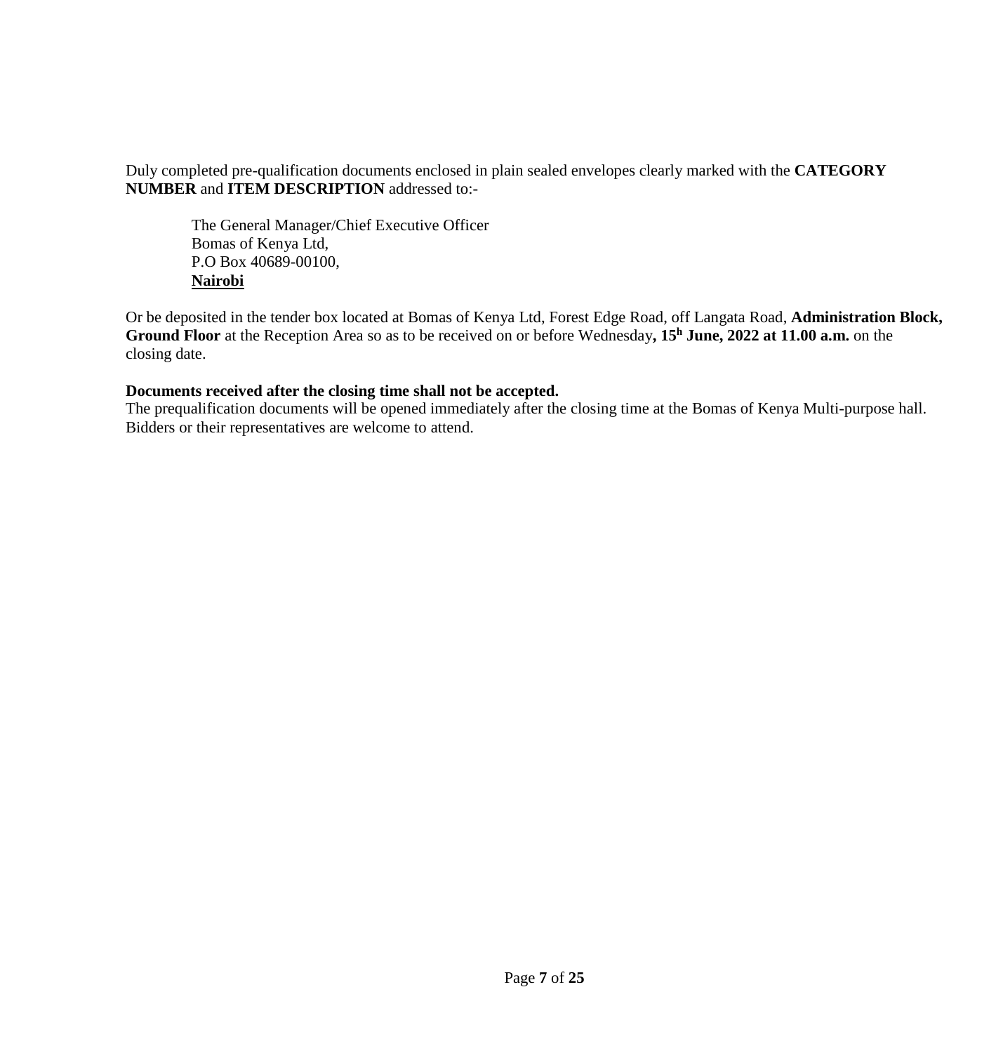Duly completed pre-qualification documents enclosed in plain sealed envelopes clearly marked with the **CATEGORY NUMBER** and **ITEM DESCRIPTION** addressed to:-

The General Manager/Chief Executive Officer
Bomas of Kenya Ltd,
P.O Box 40689-00100,
**Nairobi**

Or be deposited in the tender box located at Bomas of Kenya Ltd, Forest Edge Road, off Langata Road, **Administration Block, Ground Floor** at the Reception Area so as to be received on or before Wednesday**, 15h June, 2022 at 11.00 a.m.** on the closing date.

**Documents received after the closing time shall not be accepted.**
The prequalification documents will be opened immediately after the closing time at the Bomas of Kenya Multi-purpose hall. Bidders or their representatives are welcome to attend.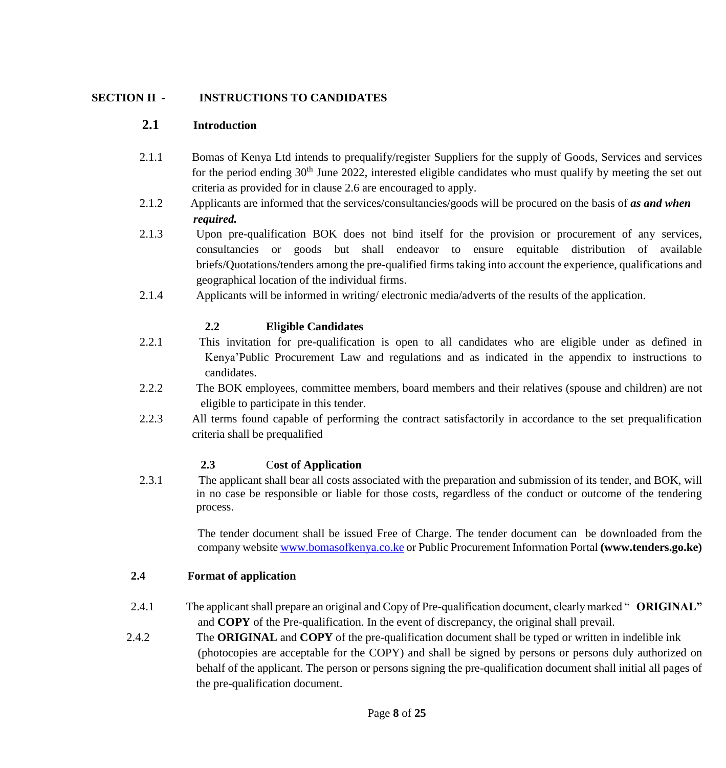## SECTION II - INSTRUCTIONS TO CANDIDATES

### 2.1 Introduction

2.1.1 Bomas of Kenya Ltd intends to prequalify/register Suppliers for the supply of Goods, Services and services for the period ending 30th June 2022, interested eligible candidates who must qualify by meeting the set out criteria as provided for in clause 2.6 are encouraged to apply.

2.1.2 Applicants are informed that the services/consultancies/goods will be procured on the basis of ***as and when required.***

2.1.3 Upon pre-qualification BOK does not bind itself for the provision or procurement of any services, consultancies or goods but shall endeavor to ensure equitable distribution of available briefs/Quotations/tenders among the pre-qualified firms taking into account the experience, qualifications and geographical location of the individual firms.

2.1.4 Applicants will be informed in writing/ electronic media/adverts of the results of the application.

### 2.2 Eligible Candidates

2.2.1 This invitation for pre-qualification is open to all candidates who are eligible under as defined in Kenya'Public Procurement Law and regulations and as indicated in the appendix to instructions to candidates.

2.2.2 The BOK employees, committee members, board members and their relatives (spouse and children) are not eligible to participate in this tender.

2.2.3 All terms found capable of performing the contract satisfactorily in accordance to the set prequalification criteria shall be prequalified

### 2.3 Cost of Application

2.3.1 The applicant shall bear all costs associated with the preparation and submission of its tender, and BOK, will in no case be responsible or liable for those costs, regardless of the conduct or outcome of the tendering process.

The tender document shall be issued Free of Charge. The tender document can be downloaded from the company website www.bomasofkenya.co.ke or Public Procurement Information Portal **(www.tenders.go.ke)**

### 2.4 Format of application

2.4.1 The applicant shall prepare an original and Copy of Pre-qualification document, clearly marked " **ORIGINAL"** and **COPY** of the Pre-qualification. In the event of discrepancy, the original shall prevail.

2.4.2 The **ORIGINAL** and **COPY** of the pre-qualification document shall be typed or written in indelible ink (photocopies are acceptable for the COPY) and shall be signed by persons or persons duly authorized on behalf of the applicant. The person or persons signing the pre-qualification document shall initial all pages of the pre-qualification document.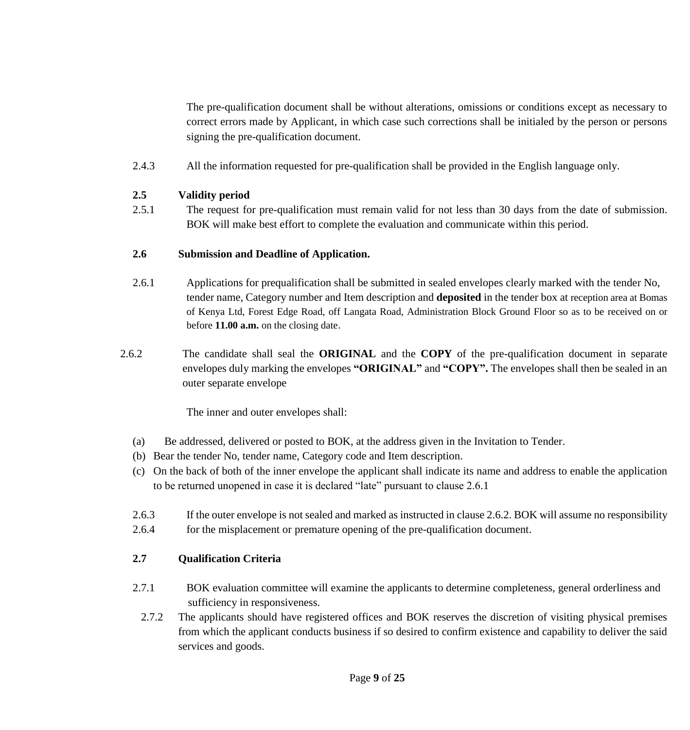The pre-qualification document shall be without alterations, omissions or conditions except as necessary to correct errors made by Applicant, in which case such corrections shall be initialed by the person or persons signing the pre-qualification document.

2.4.3 All the information requested for pre-qualification shall be provided in the English language only.

**2.5 Validity period**

2.5.1 The request for pre-qualification must remain valid for not less than 30 days from the date of submission. BOK will make best effort to complete the evaluation and communicate within this period.

**2.6 Submission and Deadline of Application.**

2.6.1 Applications for prequalification shall be submitted in sealed envelopes clearly marked with the tender No, tender name, Category number and Item description and **deposited** in the tender box at reception area at Bomas of Kenya Ltd, Forest Edge Road, off Langata Road, Administration Block Ground Floor so as to be received on or before **11.00 a.m.** on the closing date.

2.6.2 The candidate shall seal the **ORIGINAL** and the **COPY** of the pre-qualification document in separate envelopes duly marking the envelopes **"ORIGINAL"** and **"COPY".** The envelopes shall then be sealed in an outer separate envelope

The inner and outer envelopes shall:

(a) Be addressed, delivered or posted to BOK, at the address given in the Invitation to Tender.
(b) Bear the tender No, tender name, Category code and Item description.
(c) On the back of both of the inner envelope the applicant shall indicate its name and address to enable the application to be returned unopened in case it is declared "late" pursuant to clause 2.6.1

2.6.3 If the outer envelope is not sealed and marked as instructed in clause 2.6.2. BOK will assume no responsibility
2.6.4 for the misplacement or premature opening of the pre-qualification document.

**2.7 Qualification Criteria**

2.7.1 BOK evaluation committee will examine the applicants to determine completeness, general orderliness and sufficiency in responsiveness.

2.7.2 The applicants should have registered offices and BOK reserves the discretion of visiting physical premises from which the applicant conducts business if so desired to confirm existence and capability to deliver the said services and goods.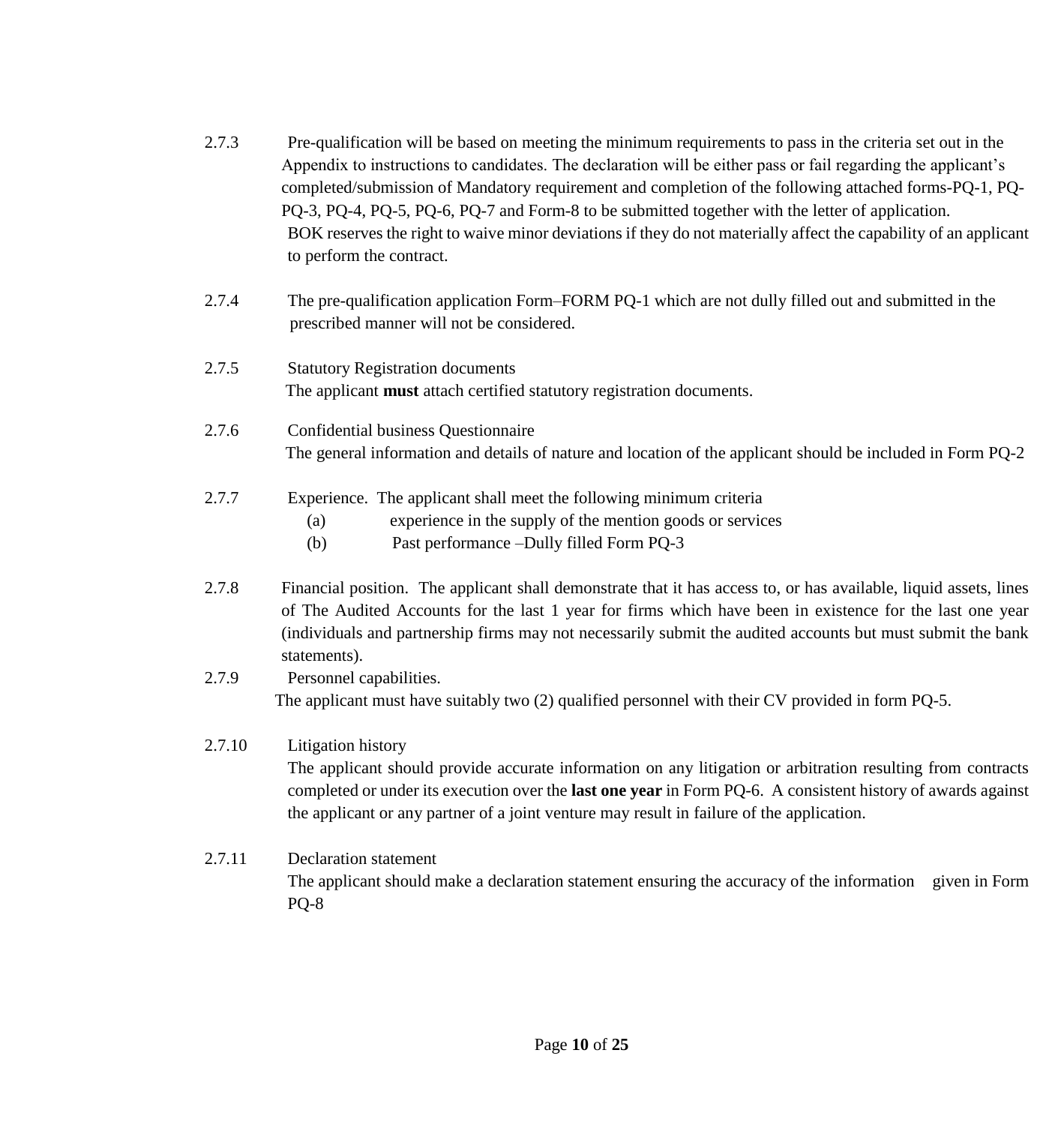2.7.3 Pre-qualification will be based on meeting the minimum requirements to pass in the criteria set out in the Appendix to instructions to candidates. The declaration will be either pass or fail regarding the applicant's completed/submission of Mandatory requirement and completion of the following attached forms-PQ-1, PQ-PQ-3, PQ-4, PQ-5, PQ-6, PQ-7 and Form-8 to be submitted together with the letter of application.
BOK reserves the right to waive minor deviations if they do not materially affect the capability of an applicant to perform the contract.

2.7.4 The pre-qualification application Form–FORM PQ-1 which are not dully filled out and submitted in the prescribed manner will not be considered.

2.7.5 Statutory Registration documents
The applicant **must** attach certified statutory registration documents.

2.7.6 Confidential business Questionnaire
The general information and details of nature and location of the applicant should be included in Form PQ-2

2.7.7 Experience. The applicant shall meet the following minimum criteria

(a) experience in the supply of the mention goods or services

(b) Past performance –Dully filled Form PQ-3

2.7.8 Financial position. The applicant shall demonstrate that it has access to, or has available, liquid assets, lines of The Audited Accounts for the last 1 year for firms which have been in existence for the last one year (individuals and partnership firms may not necessarily submit the audited accounts but must submit the bank statements).

2.7.9 Personnel capabilities.
The applicant must have suitably two (2) qualified personnel with their CV provided in form PQ-5.

2.7.10 Litigation history
The applicant should provide accurate information on any litigation or arbitration resulting from contracts completed or under its execution over the **last one year** in Form PQ-6. A consistent history of awards against the applicant or any partner of a joint venture may result in failure of the application.

2.7.11 Declaration statement
The applicant should make a declaration statement ensuring the accuracy of the information given in Form PQ-8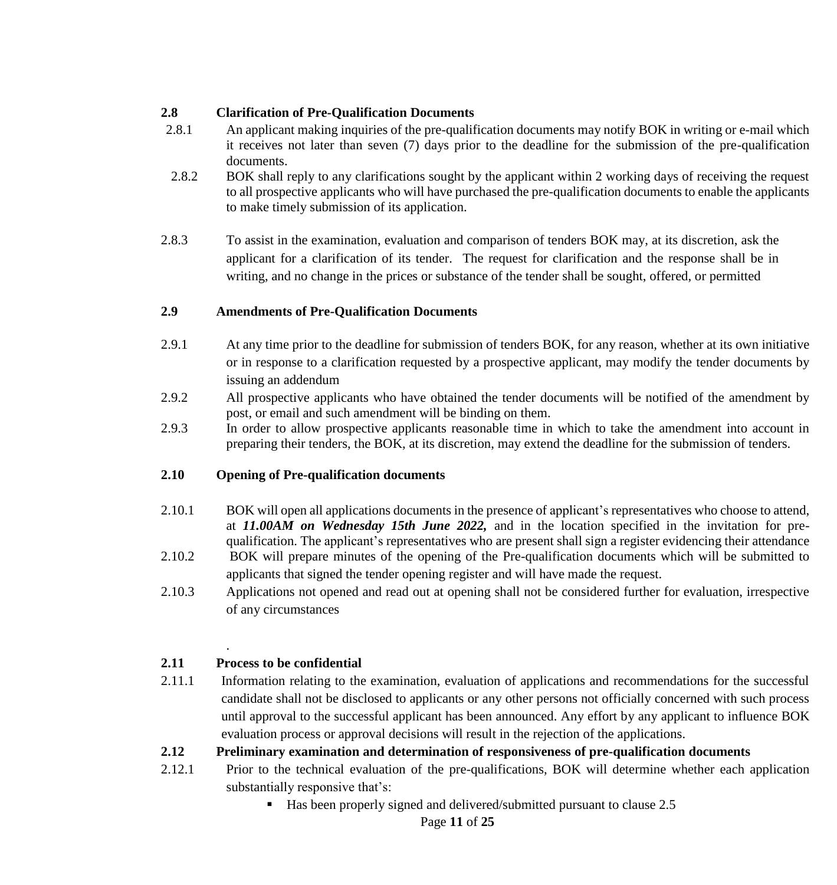### 2.8 Clarification of Pre-Qualification Documents

2.8.1 An applicant making inquiries of the pre-qualification documents may notify BOK in writing or e-mail which it receives not later than seven (7) days prior to the deadline for the submission of the pre-qualification documents.

2.8.2 BOK shall reply to any clarifications sought by the applicant within 2 working days of receiving the request to all prospective applicants who will have purchased the pre-qualification documents to enable the applicants to make timely submission of its application.

2.8.3 To assist in the examination, evaluation and comparison of tenders BOK may, at its discretion, ask the applicant for a clarification of its tender. The request for clarification and the response shall be in writing, and no change in the prices or substance of the tender shall be sought, offered, or permitted

### 2.9 Amendments of Pre-Qualification Documents

2.9.1 At any time prior to the deadline for submission of tenders BOK, for any reason, whether at its own initiative or in response to a clarification requested by a prospective applicant, may modify the tender documents by issuing an addendum

2.9.2 All prospective applicants who have obtained the tender documents will be notified of the amendment by post, or email and such amendment will be binding on them.

2.9.3 In order to allow prospective applicants reasonable time in which to take the amendment into account in preparing their tenders, the BOK, at its discretion, may extend the deadline for the submission of tenders.

### 2.10 Opening of Pre-qualification documents

2.10.1 BOK will open all applications documents in the presence of applicant's representatives who choose to attend, at ***11.00AM on Wednesday 15th June 2022,*** and in the location specified in the invitation for pre-qualification. The applicant's representatives who are present shall sign a register evidencing their attendance

2.10.2 BOK will prepare minutes of the opening of the Pre-qualification documents which will be submitted to applicants that signed the tender opening register and will have made the request.

2.10.3 Applications not opened and read out at opening shall not be considered further for evaluation, irrespective of any circumstances

.

### 2.11 Process to be confidential

2.11.1 Information relating to the examination, evaluation of applications and recommendations for the successful candidate shall not be disclosed to applicants or any other persons not officially concerned with such process until approval to the successful applicant has been announced. Any effort by any applicant to influence BOK evaluation process or approval decisions will result in the rejection of the applications.

### 2.12 Preliminary examination and determination of responsiveness of pre-qualification documents

2.12.1 Prior to the technical evaluation of the pre-qualifications, BOK will determine whether each application substantially responsive that's:

- Has been properly signed and delivered/submitted pursuant to clause 2.5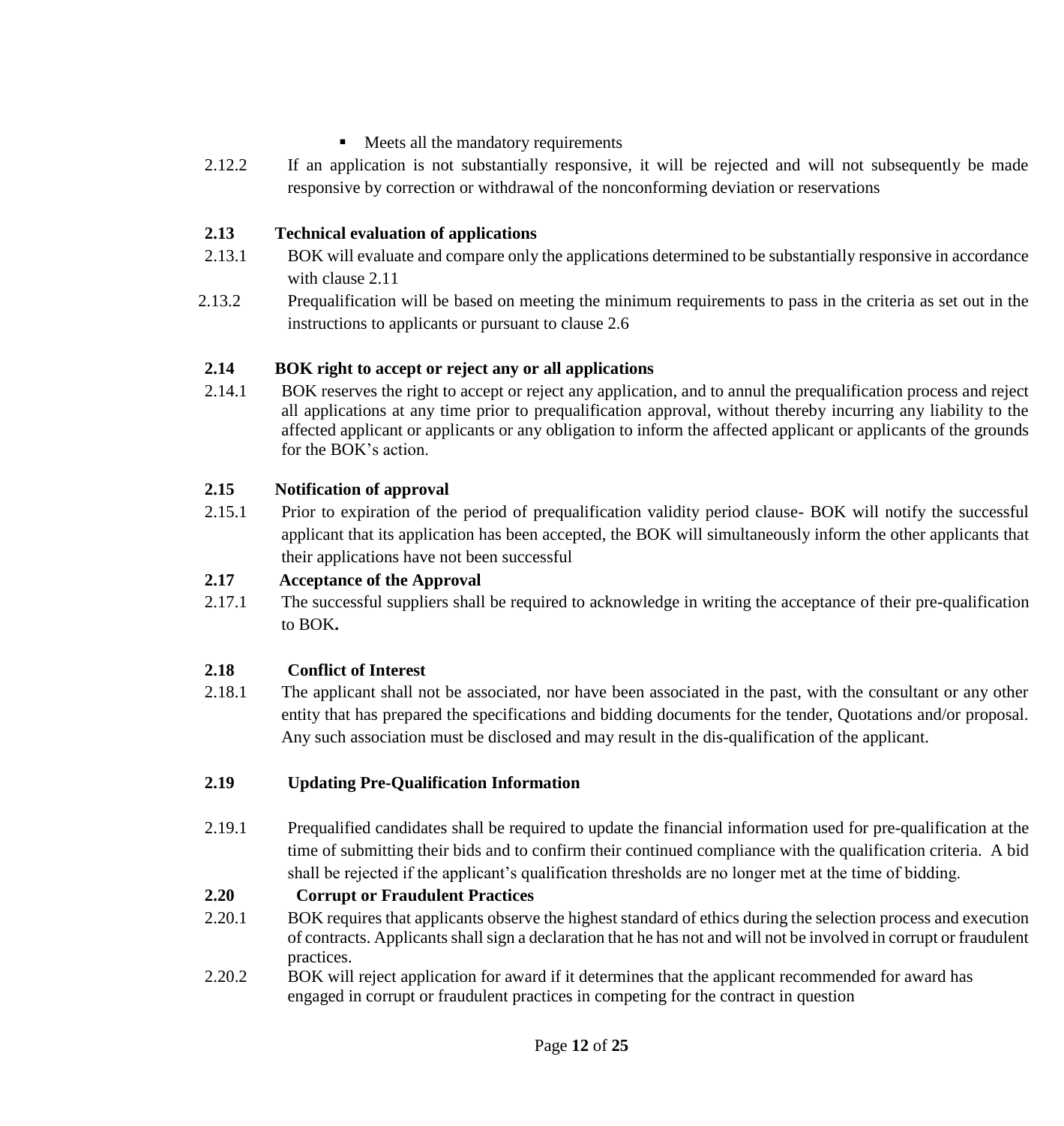- Meets all the mandatory requirements

2.12.2 If an application is not substantially responsive, it will be rejected and will not subsequently be made responsive by correction or withdrawal of the nonconforming deviation or reservations

**2.13 Technical evaluation of applications**

2.13.1 BOK will evaluate and compare only the applications determined to be substantially responsive in accordance with clause 2.11

2.13.2 Prequalification will be based on meeting the minimum requirements to pass in the criteria as set out in the instructions to applicants or pursuant to clause 2.6

**2.14 BOK right to accept or reject any or all applications**

2.14.1 BOK reserves the right to accept or reject any application, and to annul the prequalification process and reject all applications at any time prior to prequalification approval, without thereby incurring any liability to the affected applicant or applicants or any obligation to inform the affected applicant or applicants of the grounds for the BOK's action.

**2.15 Notification of approval**

2.15.1 Prior to expiration of the period of prequalification validity period clause- BOK will notify the successful applicant that its application has been accepted, the BOK will simultaneously inform the other applicants that their applications have not been successful

**2.17 Acceptance of the Approval**

2.17.1 The successful suppliers shall be required to acknowledge in writing the acceptance of their pre-qualification to BOK**.**

**2.18 Conflict of Interest**

2.18.1 The applicant shall not be associated, nor have been associated in the past, with the consultant or any other entity that has prepared the specifications and bidding documents for the tender, Quotations and/or proposal. Any such association must be disclosed and may result in the dis-qualification of the applicant.

**2.19 Updating Pre-Qualification Information**

2.19.1 Prequalified candidates shall be required to update the financial information used for pre-qualification at the time of submitting their bids and to confirm their continued compliance with the qualification criteria. A bid shall be rejected if the applicant's qualification thresholds are no longer met at the time of bidding.

**2.20 Corrupt or Fraudulent Practices**

2.20.1 BOK requires that applicants observe the highest standard of ethics during the selection process and execution of contracts. Applicants shall sign a declaration that he has not and will not be involved in corrupt or fraudulent practices.

2.20.2 BOK will reject application for award if it determines that the applicant recommended for award has engaged in corrupt or fraudulent practices in competing for the contract in question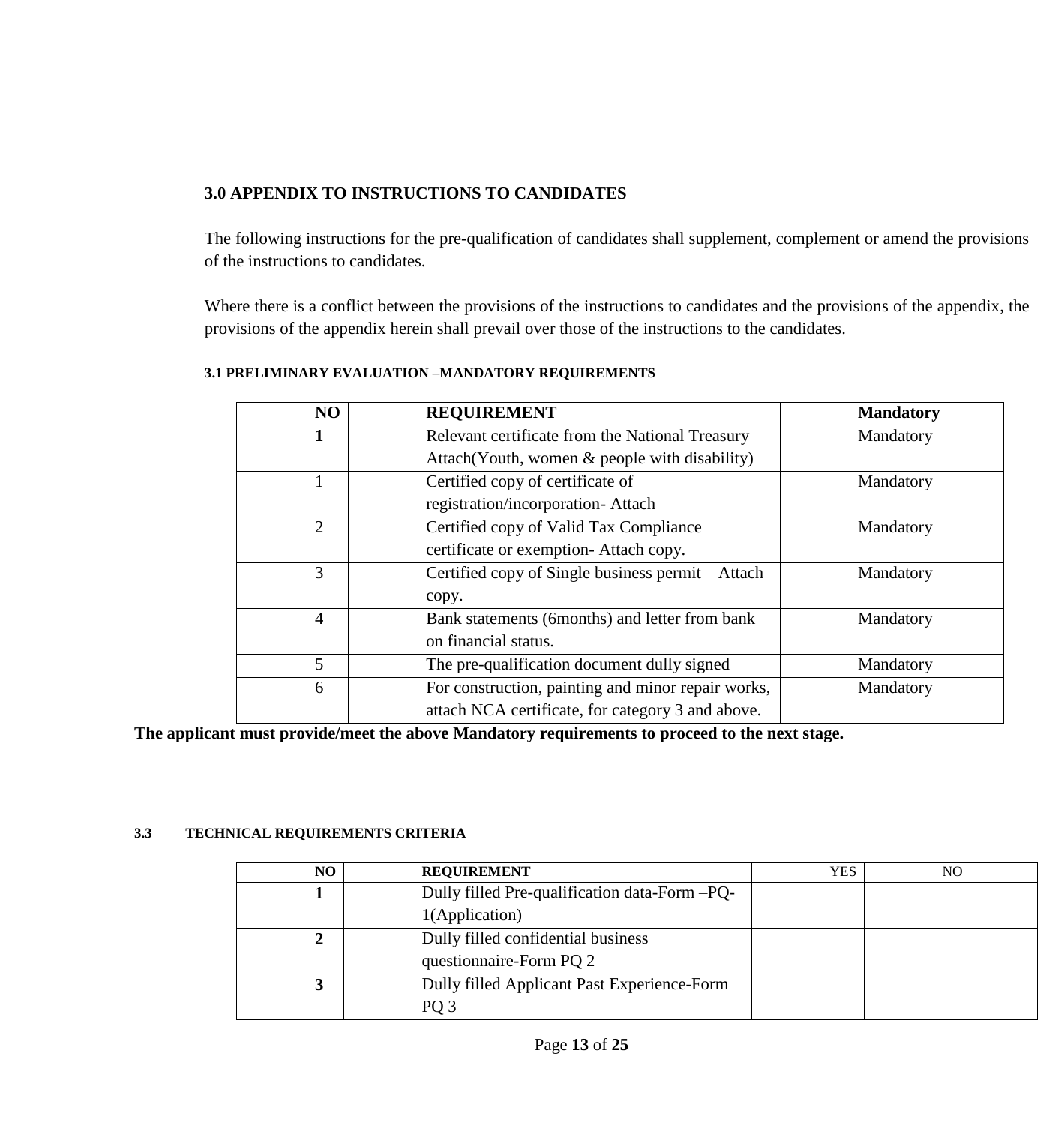## 3.0 APPENDIX TO INSTRUCTIONS TO CANDIDATES

The following instructions for the pre-qualification of candidates shall supplement, complement or amend the provisions of the instructions to candidates.

Where there is a conflict between the provisions of the instructions to candidates and the provisions of the appendix, the provisions of the appendix herein shall prevail over those of the instructions to the candidates.

### 3.1 PRELIMINARY EVALUATION –MANDATORY REQUIREMENTS

| NO | REQUIREMENT | Mandatory |
|---|---|---|
| **1** | Relevant certificate from the National Treasury – Attach(Youth, women & people with disability) | Mandatory |
| 1 | Certified copy of certificate of registration/incorporation- Attach | Mandatory |
| 2 | Certified copy of Valid Tax Compliance certificate or exemption- Attach copy. | Mandatory |
| 3 | Certified copy of Single business permit – Attach copy. | Mandatory |
| 4 | Bank statements (6months) and letter from bank on financial status. | Mandatory |
| 5 | The pre-qualification document dully signed | Mandatory |
| 6 | For construction, painting and minor repair works, attach NCA certificate, for category 3 and above. | Mandatory |

**The applicant must provide/meet the above Mandatory requirements to proceed to the next stage.**

### 3.3 TECHNICAL REQUIREMENTS CRITERIA

| NO | REQUIREMENT | YES | NO |
|---|---|---|---|
| **1** | Dully filled Pre-qualification data-Form –PQ-1(Application) | | |
| **2** | Dully filled confidential business questionnaire-Form PQ 2 | | |
| **3** | Dully filled Applicant Past Experience-Form PQ 3 | | |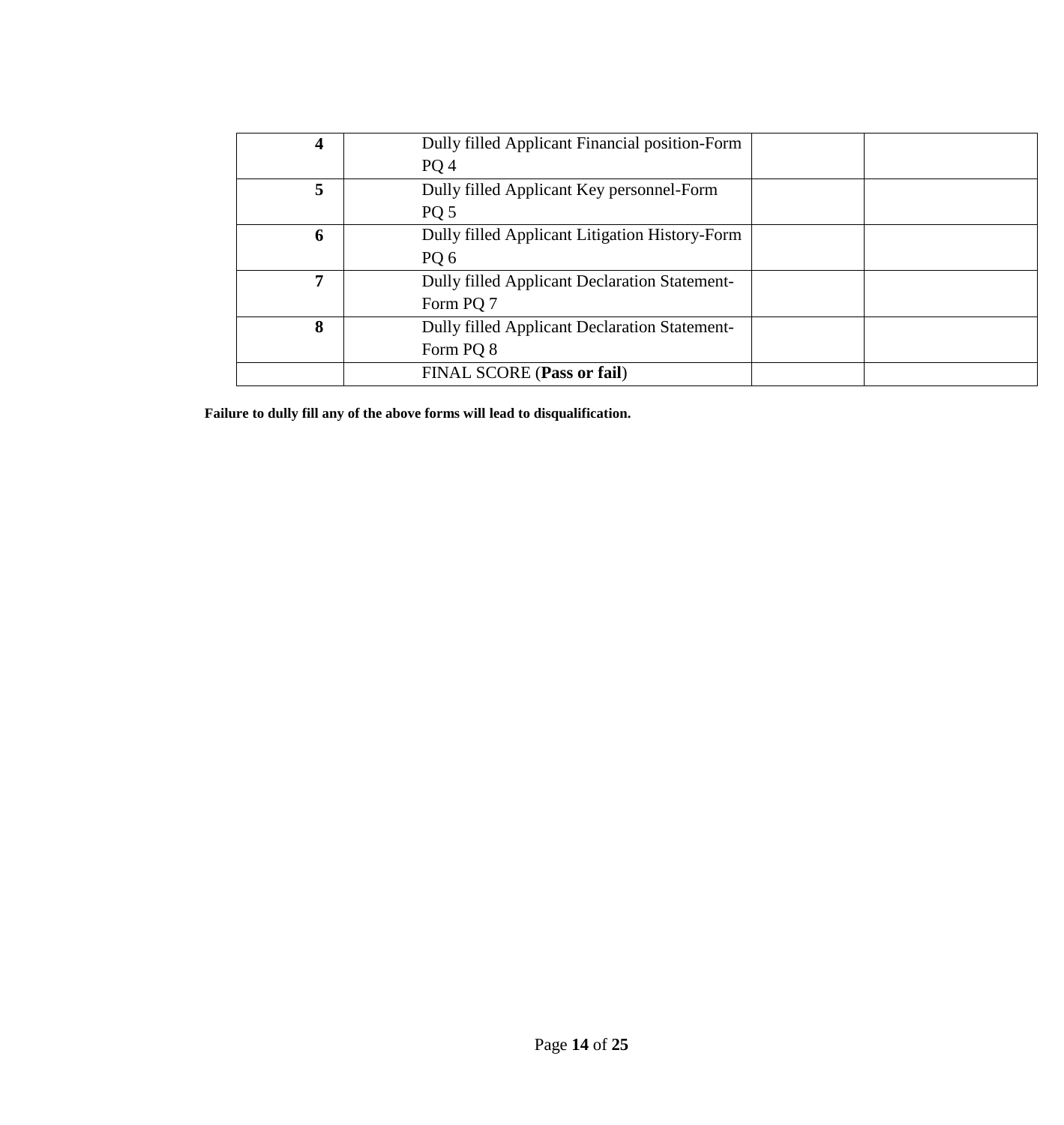| | | | |
|---|---|---|---|
| **4** | Dully filled Applicant Financial position-Form PQ 4 | | |
| **5** | Dully filled Applicant Key personnel-Form PQ 5 | | |
| **6** | Dully filled Applicant Litigation History-Form PQ 6 | | |
| **7** | Dully filled Applicant Declaration Statement-Form PQ 7 | | |
| **8** | Dully filled Applicant Declaration Statement-Form PQ 8 | | |
| | FINAL SCORE (**Pass or fail**) | | |

**Failure to dully fill any of the above forms will lead to disqualification.**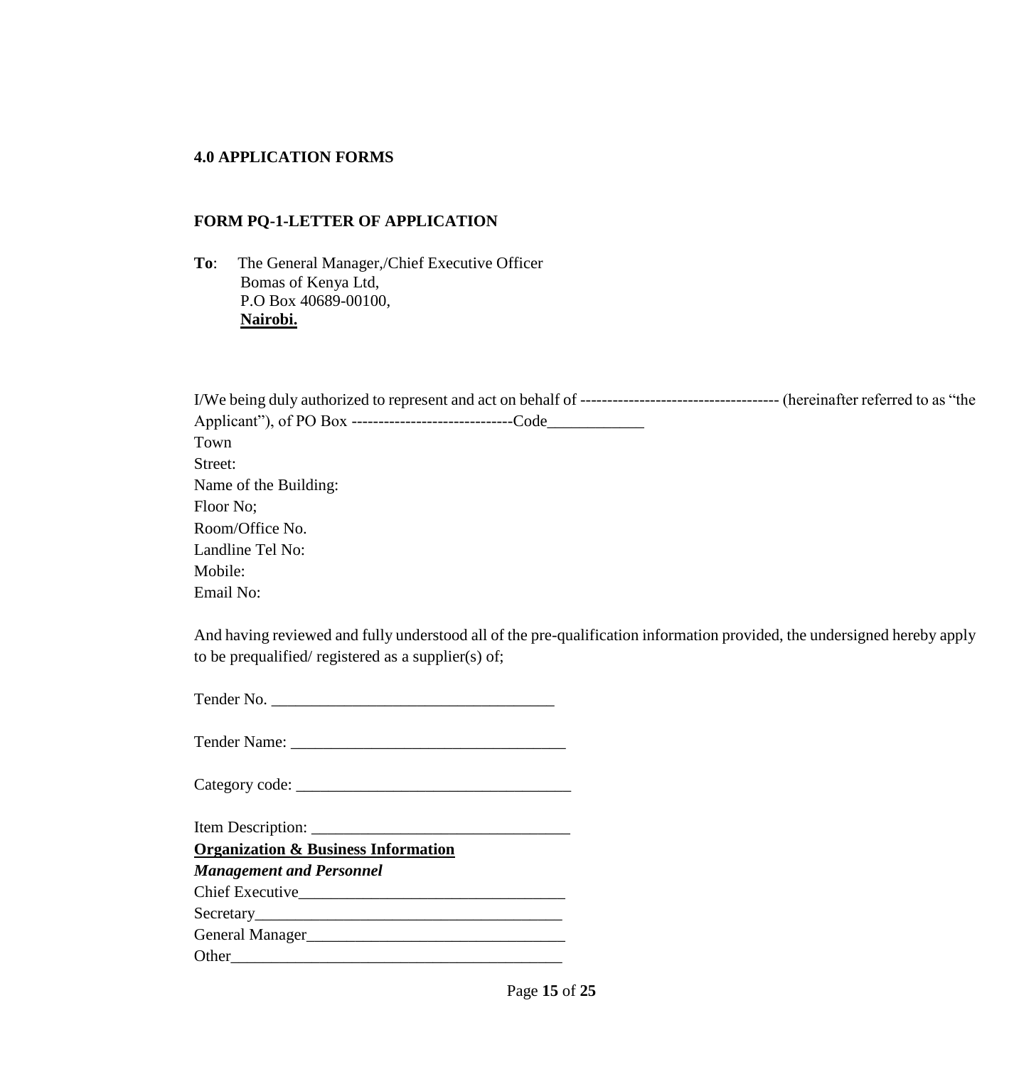**4.0 APPLICATION FORMS**

**FORM PQ-1-LETTER OF APPLICATION**

**To**: The General Manager,/Chief Executive Officer
Bomas of Kenya Ltd,
P.O Box 40689-00100,
**Nairobi.**

I/We being duly authorized to represent and act on behalf of ------------------------------------ (hereinafter referred to as "the Applicant"), of PO Box ------------------------------Code____________
Town
Street:
Name of the Building:
Floor No;
Room/Office No.
Landline Tel No:
Mobile:
Email No:

And having reviewed and fully understood all of the pre-qualification information provided, the undersigned hereby apply to be prequalified/ registered as a supplier(s) of;

Tender No. ___________________________________

Tender Name: _________________________________

Category code: _________________________________

Item Description: _______________________________

**Organization & Business Information**

***Management and Personnel***

Chief Executive_________________________________
Secretary_____________________________________
General Manager_______________________________
Other_________________________________________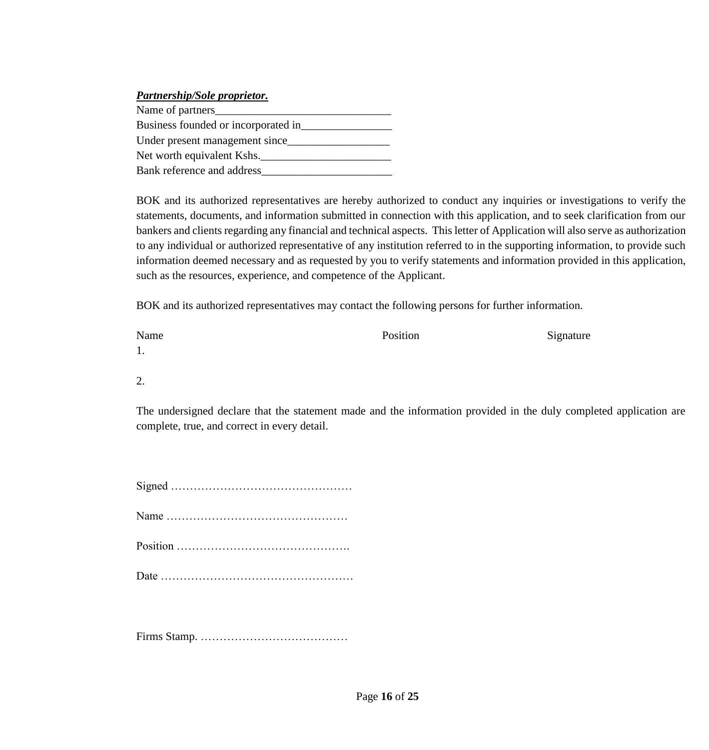***Partnership/Sole proprietor.***

Name of partners_______________________________

Business founded or incorporated in________________

Under present management since__________________

Net worth equivalent Kshs._______________________

Bank reference and address_______________________

BOK and its authorized representatives are hereby authorized to conduct any inquiries or investigations to verify the statements, documents, and information submitted in connection with this application, and to seek clarification from our bankers and clients regarding any financial and technical aspects. This letter of Application will also serve as authorization to any individual or authorized representative of any institution referred to in the supporting information, to provide such information deemed necessary and as requested by you to verify statements and information provided in this application, such as the resources, experience, and competence of the Applicant.

BOK and its authorized representatives may contact the following persons for further information.

| Name | Position | Signature |
|---|---|---|
| 1. | | |
| 2. | | |

The undersigned declare that the statement made and the information provided in the duly completed application are complete, true, and correct in every detail.

Signed …………………………………………

Name …………………………………………

Position ……………………………………….

Date ……………………………………………

Firms Stamp. …………………………………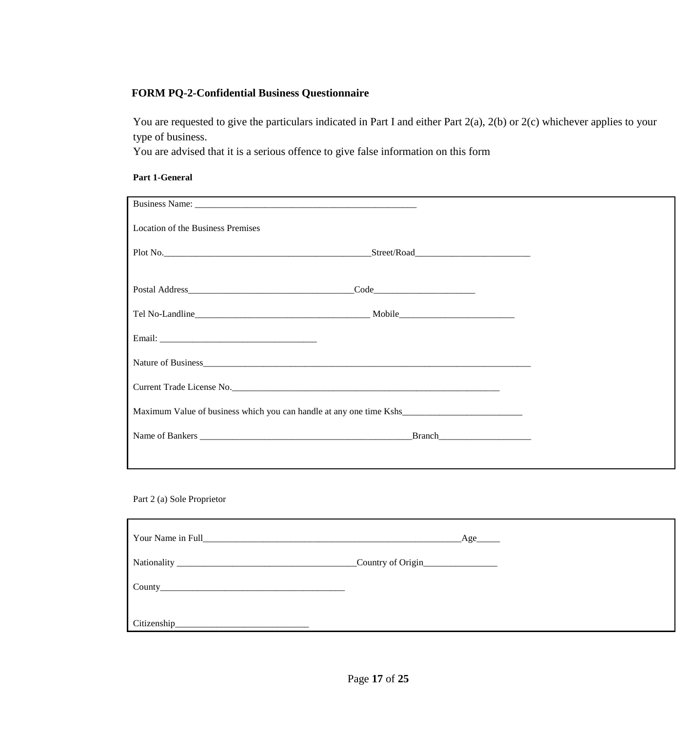**FORM PQ-2-Confidential Business Questionnaire**

You are requested to give the particulars indicated in Part I and either Part 2(a), 2(b) or 2(c) whichever applies to your type of business.
You are advised that it is a serious offence to give false information on this form

**Part 1-General**

Business Name: ___________________________________________________

Location of the Business Premises

Plot No.______________________________________________Street/Road_________________________

Postal Address____________________________________Code______________________

Tel No-Landline_______________________________________ Mobile_________________________

Email: ___________________________________

Nature of Business__________________________________________________________________________

Current Trade License No.____________________________________________________________

Maximum Value of business which you can handle at any one time Kshs__________________________

Name of Bankers _______________________________________________Branch____________________

Part 2 (a) Sole Proprietor

Your Name in Full__________________________________________________________Age_____

Nationality ________________________________________Country of Origin________________

County_________________________________________

Citizenship_____________________________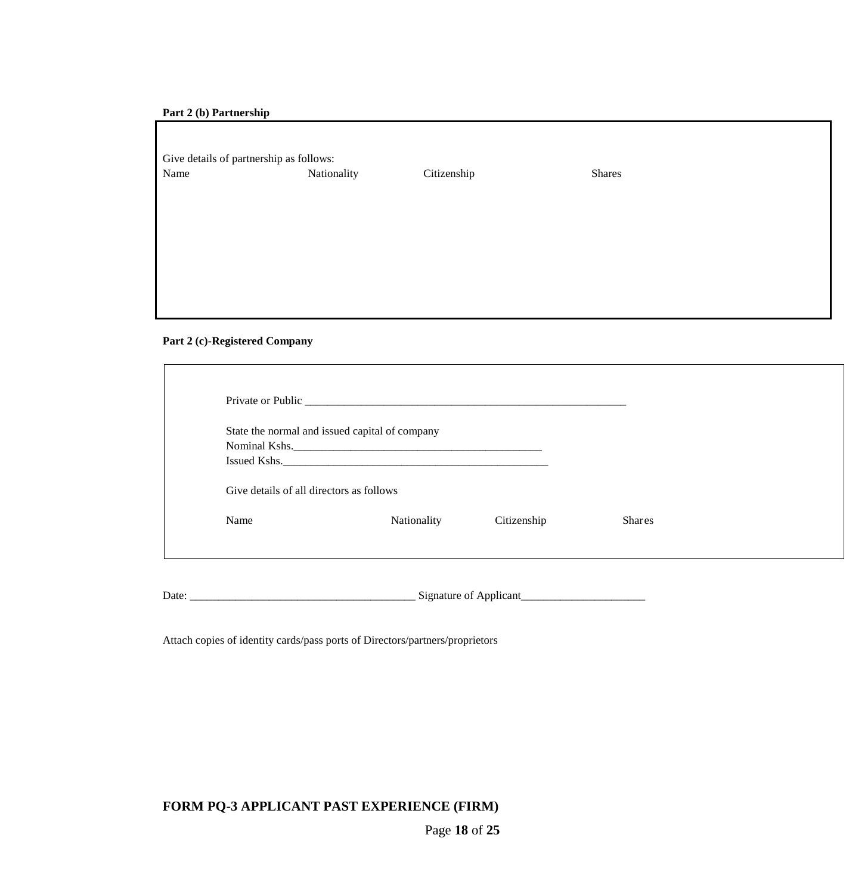**Part 2 (b) Partnership**

Give details of partnership as follows:

| Name | Nationality | Citizenship | Shares |
| --- | --- | --- | --- |
| | | | |

**Part 2 (c)-Registered Company**

Private or Public ________________________________________________________

State the normal and issued capital of company

Nominal Kshs.____________________________________________

Issued Kshs.________________________________________________

Give details of all directors as follows

| Name | Nationality | Citizenship | Shares |
| --- | --- | --- | --- |
| | | | |

Date: ________________________________________ Signature of Applicant______________________

Attach copies of identity cards/pass ports of Directors/partners/proprietors

## FORM PQ-3 APPLICANT PAST EXPERIENCE (FIRM)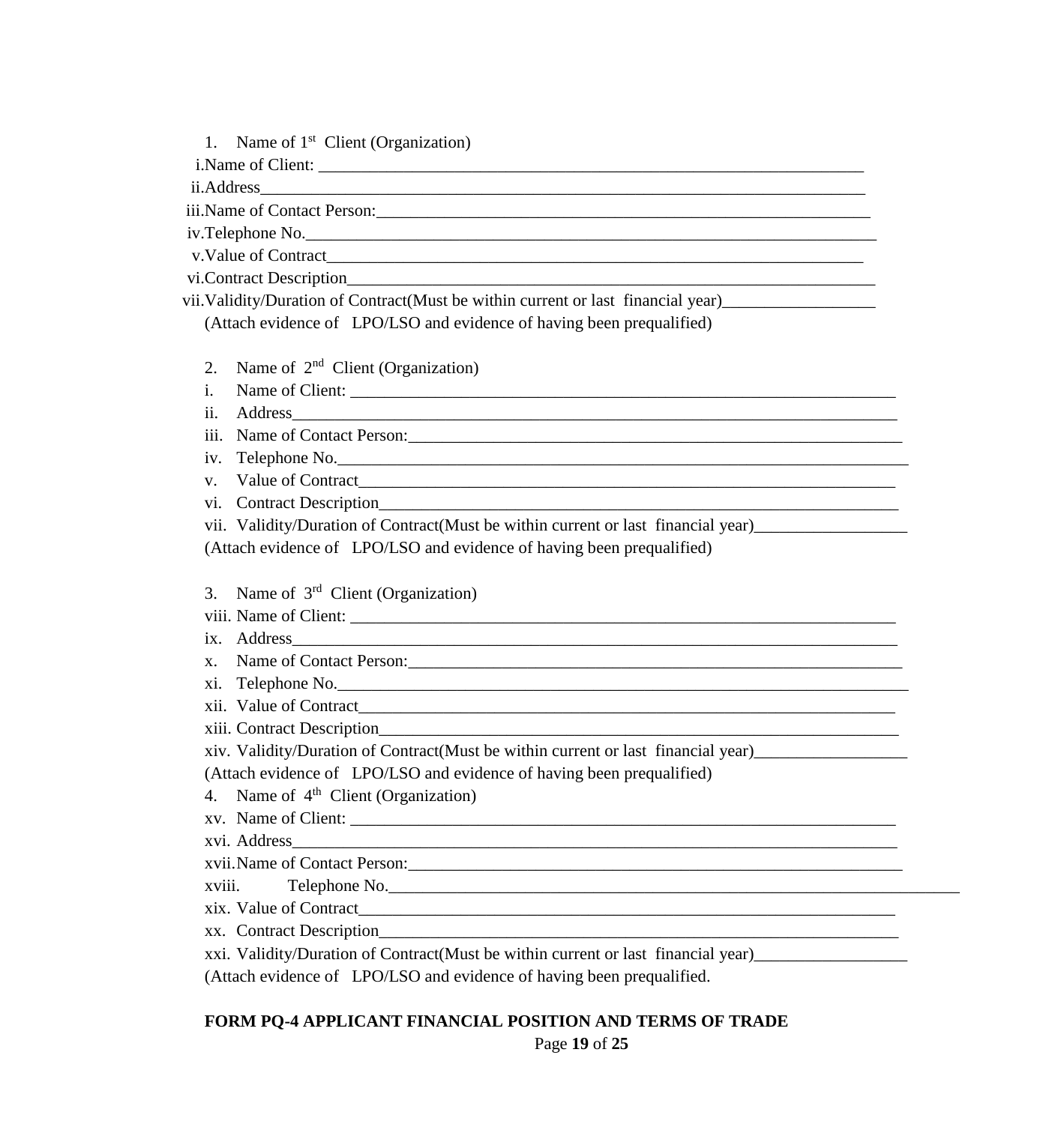1. Name of 1st Client (Organization)

i. Name of Client: ___________________________________________________________________

ii. Address________________________________________________________________________

iii. Name of Contact Person:____________________________________________________________

iv. Telephone No.___________________________________________________________________

v. Value of Contract_________________________________________________________________

vi. Contract Description_______________________________________________________________

vii. Validity/Duration of Contract(Must be within current or last financial year)__________________

(Attach evidence of LPO/LSO and evidence of having been prequalified)

2. Name of 2nd Client (Organization)

i. Name of Client: ___________________________________________________________________

ii. Address________________________________________________________________________

iii. Name of Contact Person:____________________________________________________________

iv. Telephone No.___________________________________________________________________

v. Value of Contract_________________________________________________________________

vi. Contract Description_______________________________________________________________

vii. Validity/Duration of Contract(Must be within current or last financial year)__________________

(Attach evidence of LPO/LSO and evidence of having been prequalified)

3. Name of 3rd Client (Organization)

viii. Name of Client: ___________________________________________________________________

ix. Address________________________________________________________________________

x. Name of Contact Person:____________________________________________________________

xi. Telephone No.___________________________________________________________________

xii. Value of Contract_________________________________________________________________

xiii. Contract Description_______________________________________________________________

xiv. Validity/Duration of Contract(Must be within current or last financial year)__________________

(Attach evidence of LPO/LSO and evidence of having been prequalified)

4. Name of 4th Client (Organization)

xv. Name of Client: ___________________________________________________________________

xvi. Address________________________________________________________________________

xvii. Name of Contact Person:____________________________________________________________

xviii. Telephone No.___________________________________________________________________

xix. Value of Contract_________________________________________________________________

xx. Contract Description_______________________________________________________________

xxi. Validity/Duration of Contract(Must be within current or last financial year)__________________

(Attach evidence of LPO/LSO and evidence of having been prequalified.

**FORM PQ-4 APPLICANT FINANCIAL POSITION AND TERMS OF TRADE**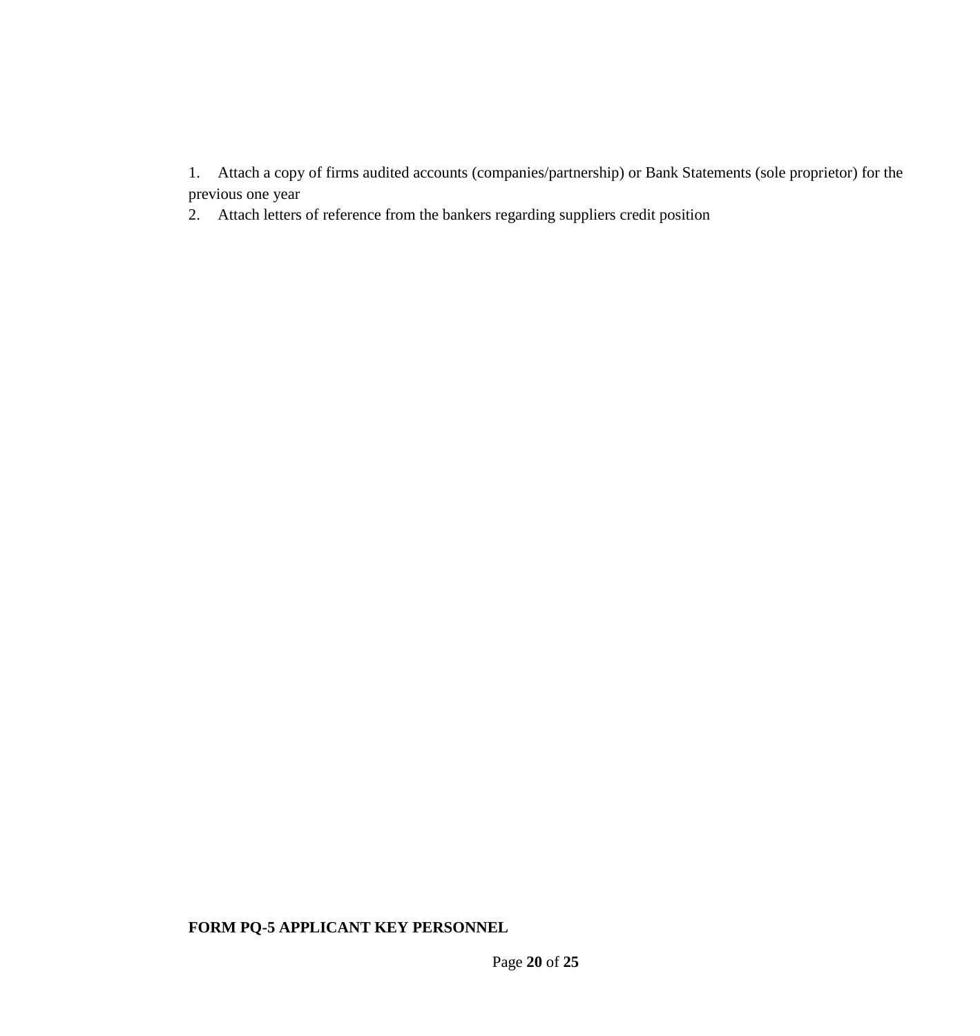1. Attach a copy of firms audited accounts (companies/partnership) or Bank Statements (sole proprietor) for the previous one year
2. Attach letters of reference from the bankers regarding suppliers credit position

**FORM PQ-5 APPLICANT KEY PERSONNEL**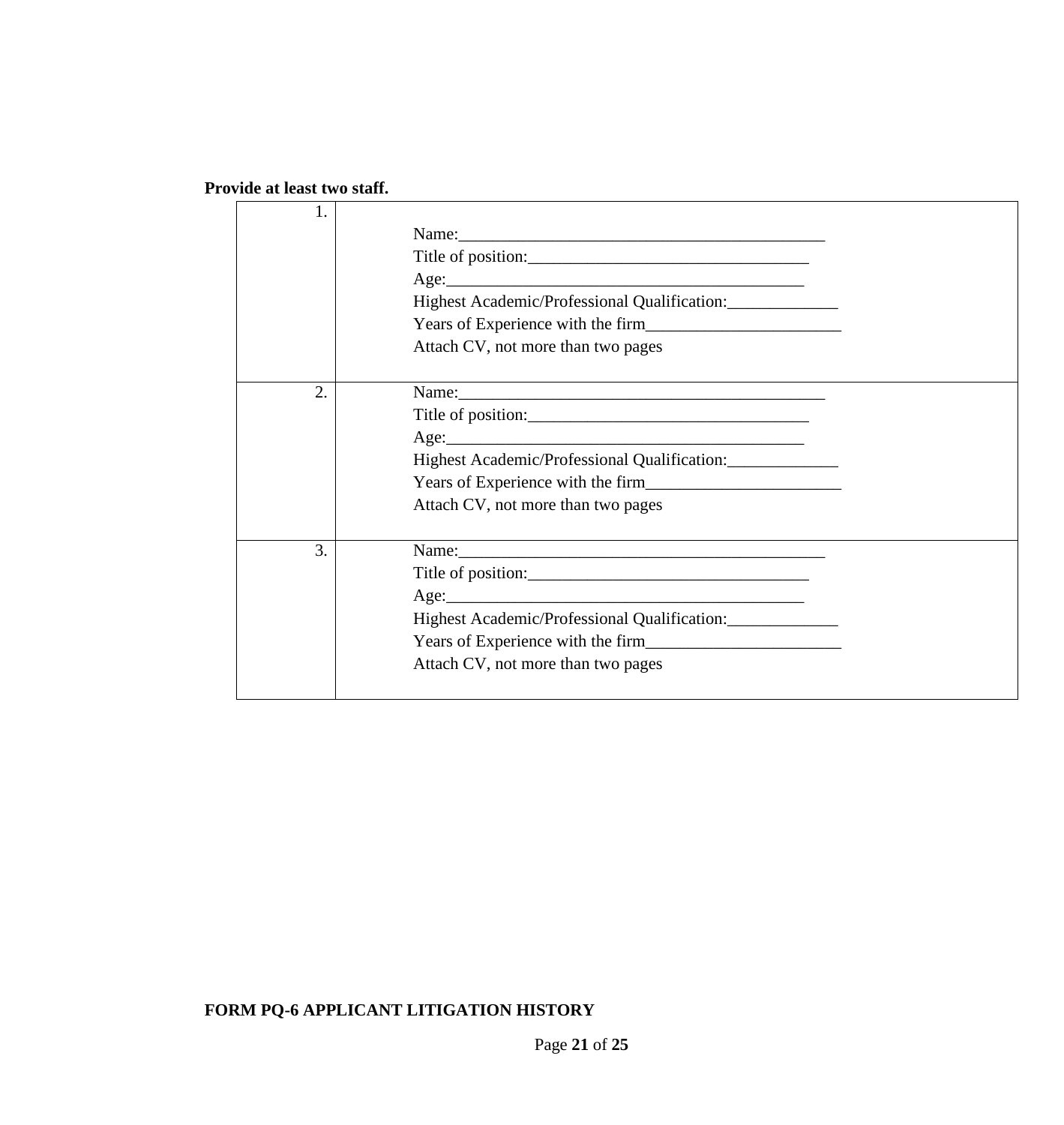**Provide at least two staff.**

| | |
|---|---|
| 1. | Name:_____________________________________________<br>Title of position:__________________________________<br>Age:___________________________________________<br>Highest Academic/Professional Qualification:_____________<br>Years of Experience with the firm_______________________<br>Attach CV, not more than two pages |
| 2. | Name:_____________________________________________<br>Title of position:__________________________________<br>Age:___________________________________________<br>Highest Academic/Professional Qualification:_____________<br>Years of Experience with the firm_______________________<br>Attach CV, not more than two pages |
| 3. | Name:_____________________________________________<br>Title of position:__________________________________<br>Age:___________________________________________<br>Highest Academic/Professional Qualification:_____________<br>Years of Experience with the firm_______________________<br>Attach CV, not more than two pages |

**FORM PQ-6 APPLICANT LITIGATION HISTORY**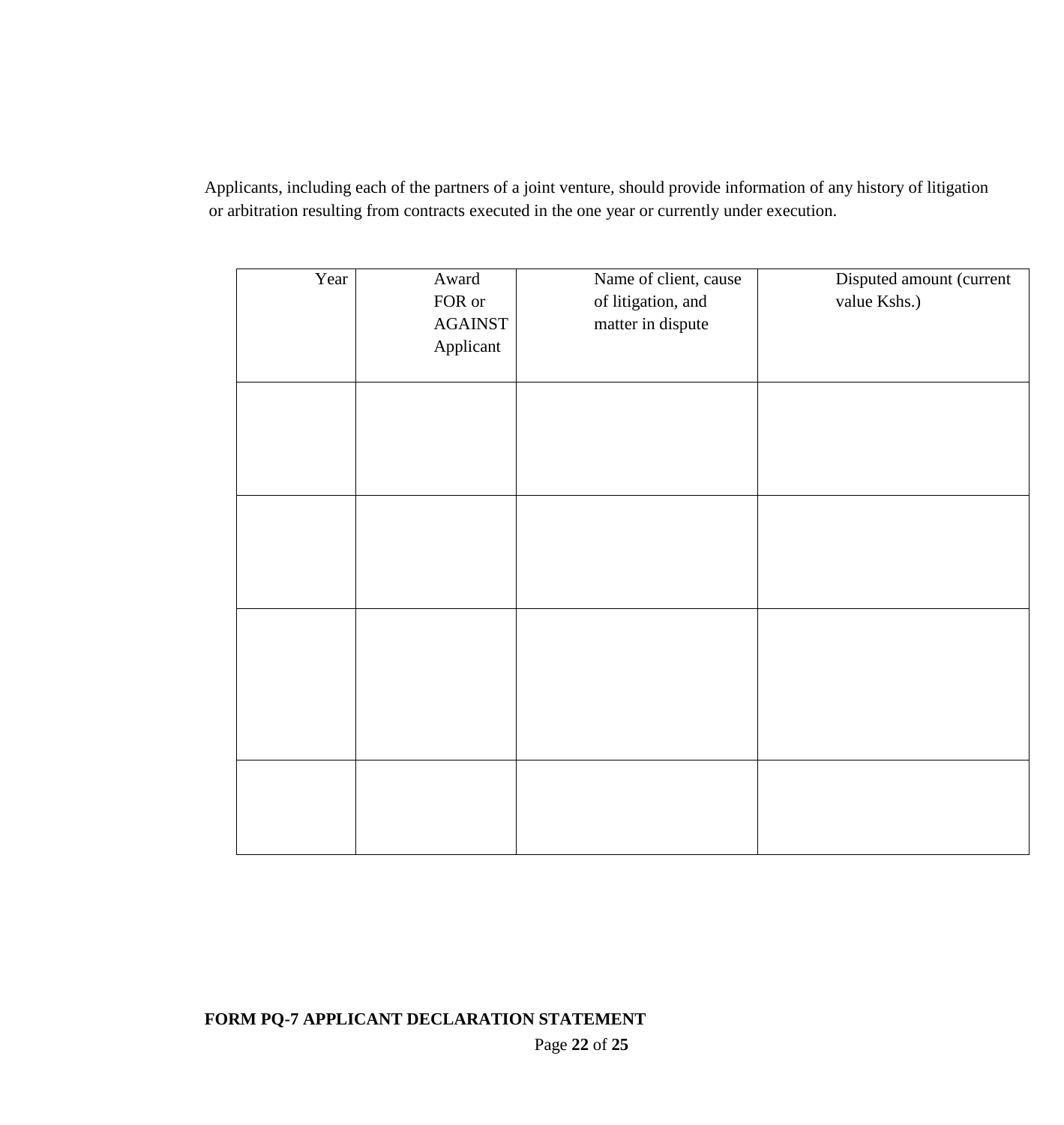Applicants, including each of the partners of a joint venture, should provide information of any history of litigation or arbitration resulting from contracts executed in the one year or currently under execution.

| Year | Award FOR or AGAINST Applicant | Name of client, cause of litigation, and matter in dispute | Disputed amount (current value Kshs.) |
|---|---|---|---|
| | | | |
| | | | |
| | | | |
| | | | |

**FORM PQ-7 APPLICANT DECLARATION STATEMENT**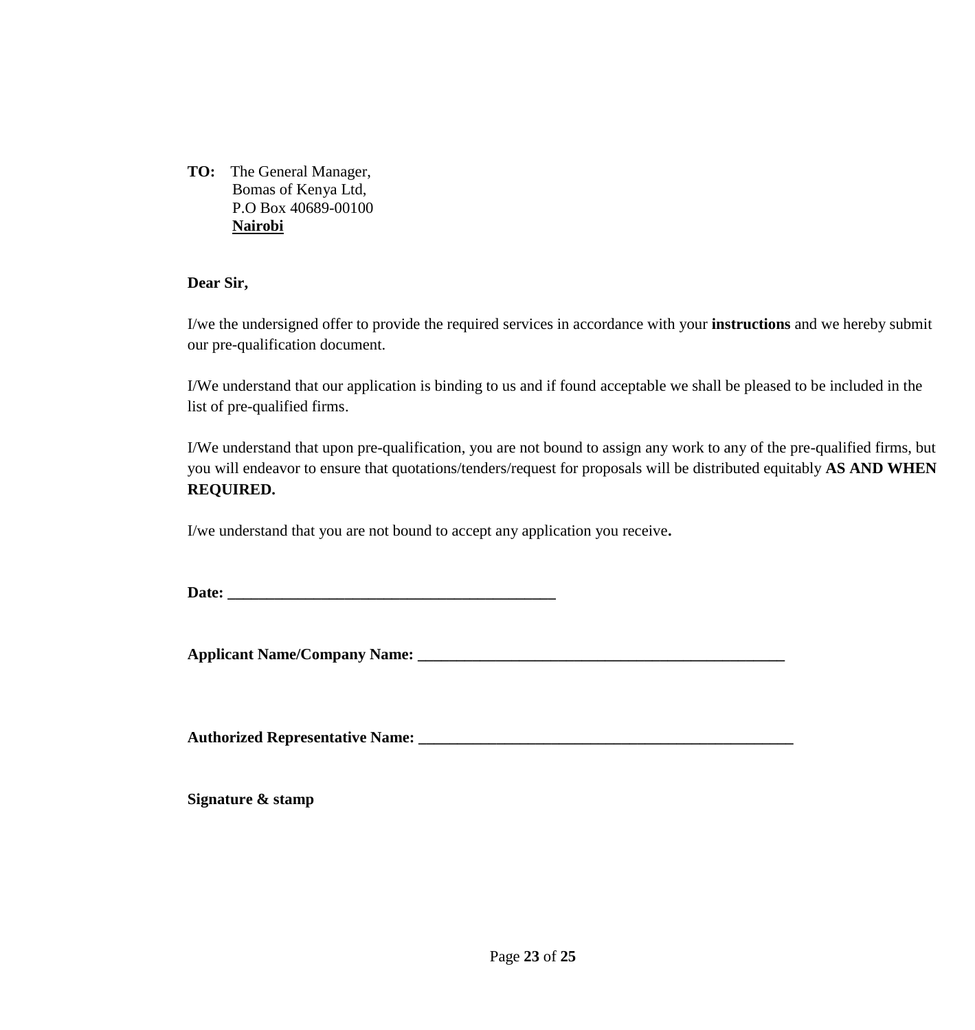**TO:** The General Manager,
Bomas of Kenya Ltd,
P.O Box 40689-00100
**<u>Nairobi</u>**

**Dear Sir,**

I/we the undersigned offer to provide the required services in accordance with your **instructions** and we hereby submit our pre-qualification document.

I/We understand that our application is binding to us and if found acceptable we shall be pleased to be included in the list of pre-qualified firms.

I/We understand that upon pre-qualification, you are not bound to assign any work to any of the pre-qualified firms, but you will endeavor to ensure that quotations/tenders/request for proposals will be distributed equitably **AS AND WHEN REQUIRED.**

I/we understand that you are not bound to accept any application you receive**.**

**Date: ___________________________________________**

**Applicant Name/Company Name: ________________________________________________**

**Authorized Representative Name: __________________________________________________**

**Signature & stamp**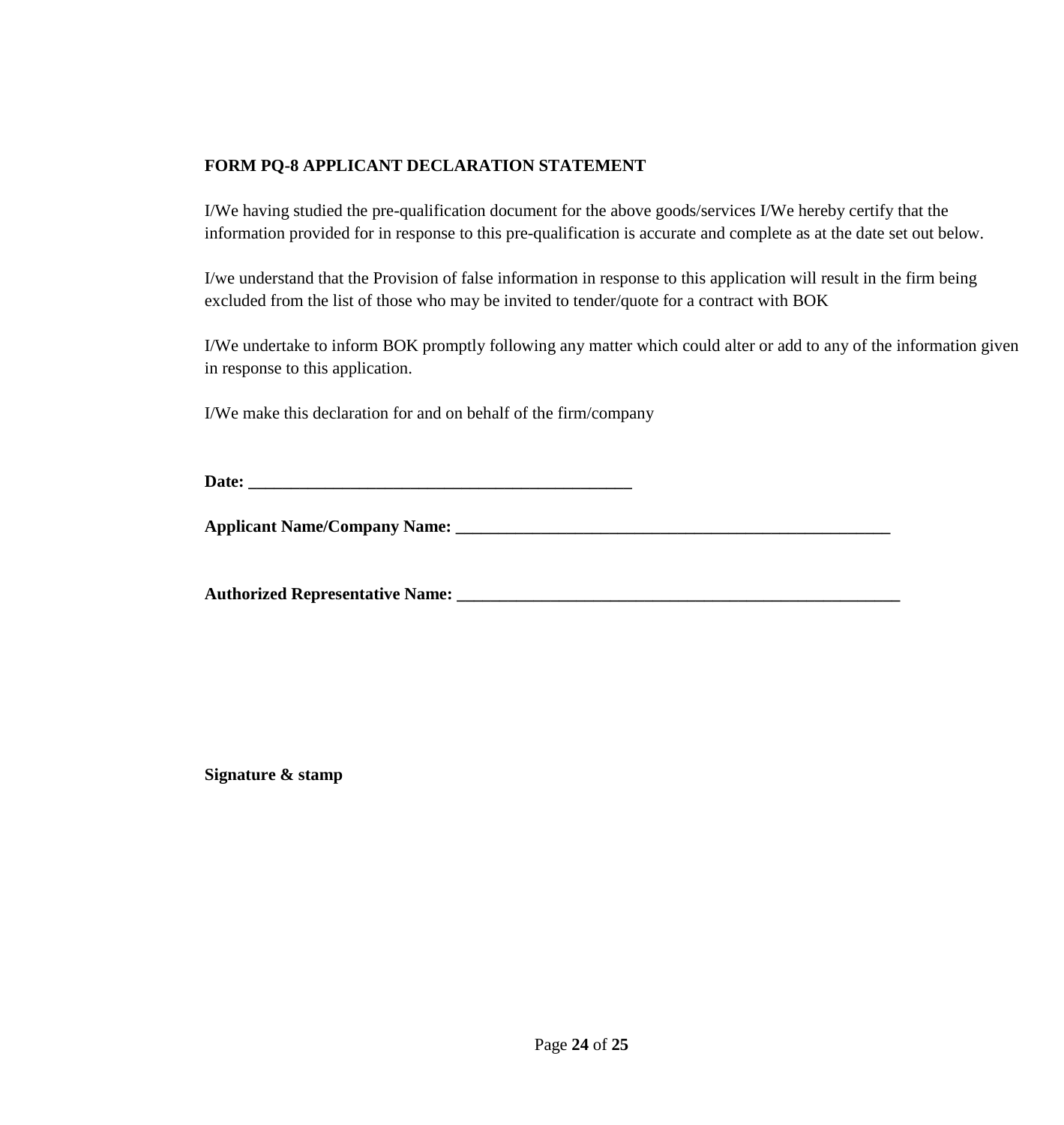**FORM PQ-8 APPLICANT DECLARATION STATEMENT**

I/We having studied the pre-qualification document for the above goods/services I/We hereby certify that the information provided for in response to this pre-qualification is accurate and complete as at the date set out below.

I/we understand that the Provision of false information in response to this application will result in the firm being excluded from the list of those who may be invited to tender/quote for a contract with BOK

I/We undertake to inform BOK promptly following any matter which could alter or add to any of the information given in response to this application.

I/We make this declaration for and on behalf of the firm/company

**Date: _______________________________________________**

**Applicant Name/Company Name: ____________________________________________________**

**Authorized Representative Name: _____________________________________________________**

**Signature & stamp**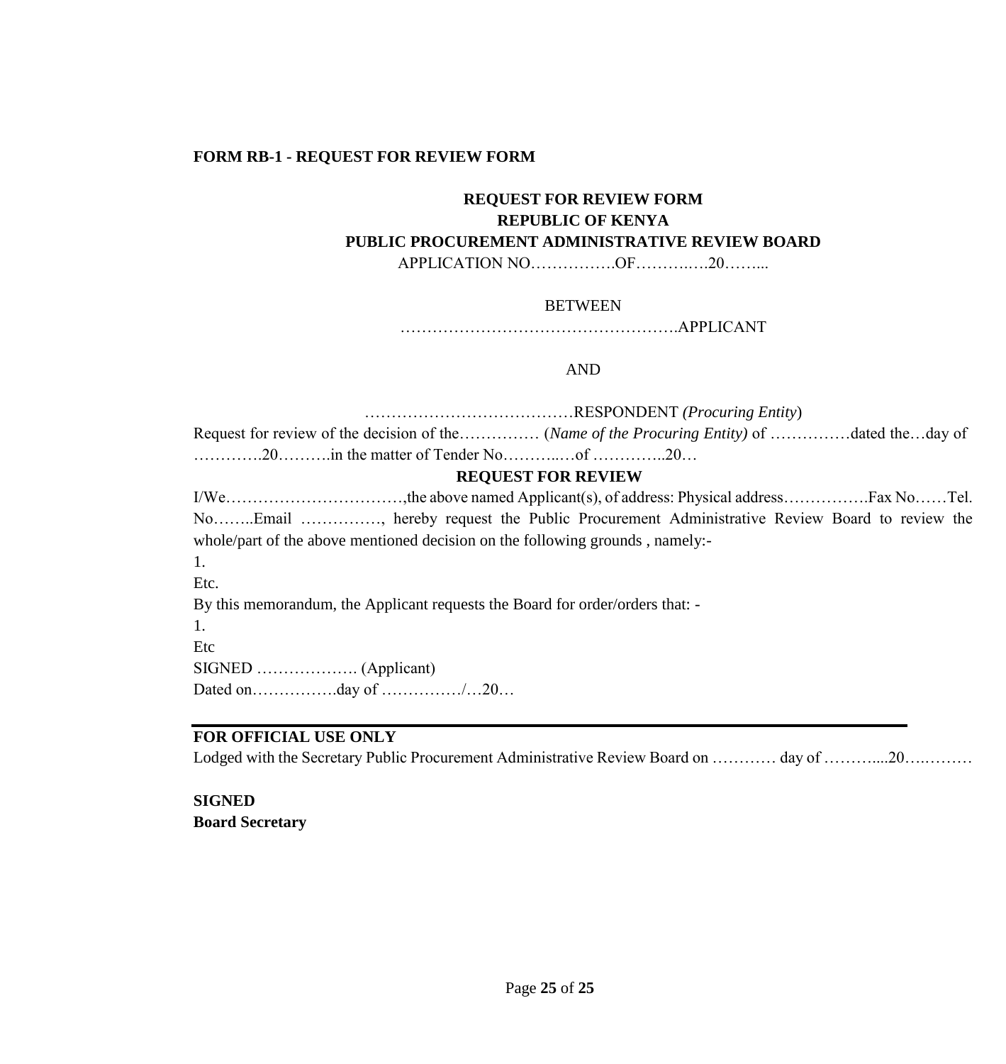**FORM RB-1 - REQUEST FOR REVIEW FORM**

**REQUEST FOR REVIEW FORM**
**REPUBLIC OF KENYA**
**PUBLIC PROCUREMENT ADMINISTRATIVE REVIEW BOARD**

APPLICATION NO…………….OF……….….20……...

BETWEEN

…………………………………………….APPLICANT

AND

…………………………………RESPONDENT *(Procuring Entity*)

Request for review of the decision of the…………… (*Name of the Procuring Entity)* of ……………dated the…day of ………….20……….in the matter of Tender No………..…of …………..20…

**REQUEST FOR REVIEW**

I/We……………………………,the above named Applicant(s), of address: Physical address…………….Fax No……Tel. No……..Email ……………, hereby request the Public Procurement Administrative Review Board to review the whole/part of the above mentioned decision on the following grounds , namely:-

1.

Etc.

By this memorandum, the Applicant requests the Board for order/orders that: -

1.

Etc

SIGNED ………………. (Applicant)

Dated on…………….day of ……………/…20…

---

**FOR OFFICIAL USE ONLY**

Lodged with the Secretary Public Procurement Administrative Review Board on ………… day of ………....20….………

**SIGNED**
**Board Secretary**